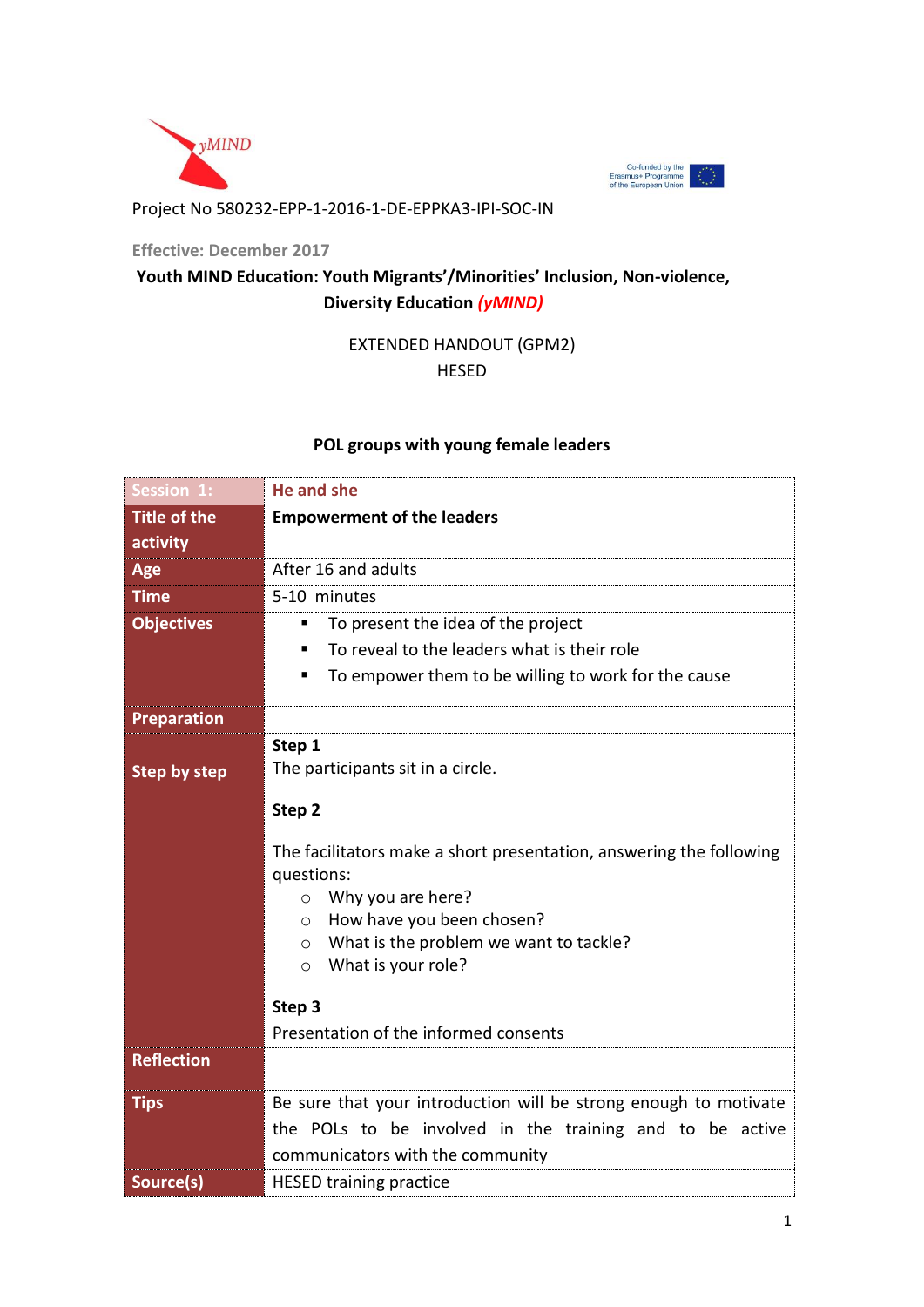Project No 580232-EPP-1-2016-1-DE-EPPKA3-IPI-SOC-IN

**Effective: December 2017**

**Youth MIND Education: Youth Migrants'/Minorities' Inclusion, Non-violence, Diversity Education *(yMIND)***

EXTENDED HANDOUT (GPM2)

HESED

**POL groups with young female leaders**

| **Session 1:** | **He and she** |
|---|---|
| **Title of the activity** | **Empowerment of the leaders** |
| **Age** | After 16 and adults |
| **Time** | 5-10 minutes |
| **Objectives** | ▪ To present the idea of the project<br>▪ To reveal to the leaders what is their role<br>▪ To empower them to be willing to work for the cause |
| **Preparation** | |
| **Step by step** | **Step 1**<br>The participants sit in a circle.<br><br>**Step 2**<br><br>The facilitators make a short presentation, answering the following questions:<br>○ Why you are here?<br>○ How have you been chosen?<br>○ What is the problem we want to tackle?<br>○ What is your role?<br><br>**Step 3**<br>Presentation of the informed consents |
| **Reflection** | |
| **Tips** | Be sure that your introduction will be strong enough to motivate the POLs to be involved in the training and to be active communicators with the community |
| **Source(s)** | HESED training practice |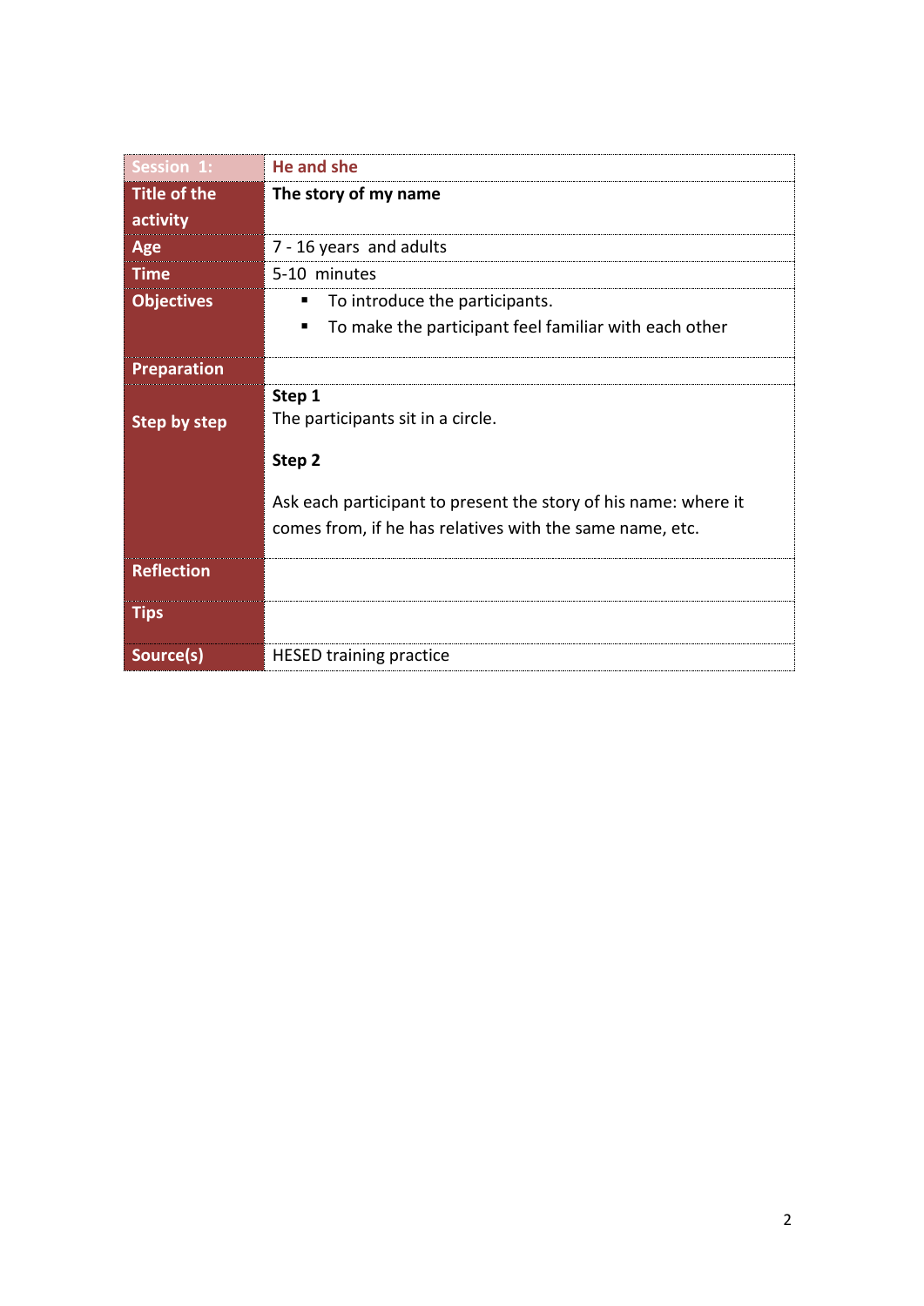| Session 1: | He and she |
|---|---|
| Title of the activity | **The story of my name** |
| Age | 7 - 16 years and adults |
| Time | 5-10 minutes |
| Objectives | ▪ To introduce the participants.<br>▪ To make the participant feel familiar with each other |
| Preparation | |
| Step by step | **Step 1**<br>The participants sit in a circle.<br><br>**Step 2**<br><br>Ask each participant to present the story of his name: where it comes from, if he has relatives with the same name, etc. |
| Reflection | |
| Tips | |
| Source(s) | HESED training practice |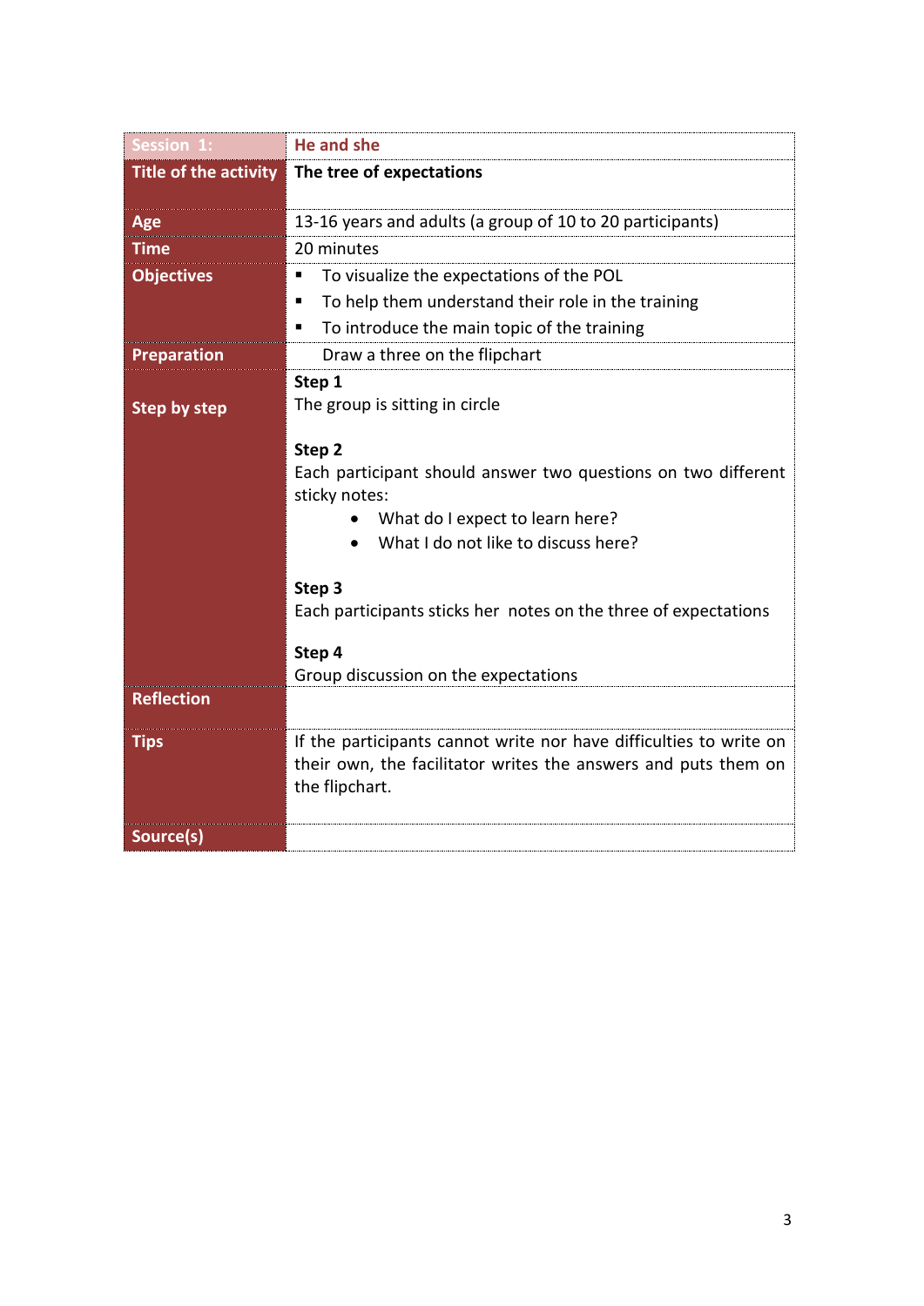| Session 1: | He and she |
|---|---|
| **Title of the activity** | **The tree of expectations** |
| **Age** | 13-16 years and adults (a group of 10 to 20 participants) |
| **Time** | 20 minutes |
| **Objectives** | ▪ To visualize the expectations of the POL<br>▪ To help them understand their role in the training<br>▪ To introduce the main topic of the training |
| **Preparation** | Draw a three on the flipchart |
| **Step by step** | **Step 1**<br>The group is sitting in circle<br><br>**Step 2**<br>Each participant should answer two questions on two different sticky notes:<br>• What do I expect to learn here?<br>• What I do not like to discuss here?<br><br>**Step 3**<br>Each participants sticks her notes on the three of expectations<br><br>**Step 4**<br>Group discussion on the expectations |
| **Reflection** | |
| **Tips** | If the participants cannot write nor have difficulties to write on their own, the facilitator writes the answers and puts them on the flipchart. |
| **Source(s)** | |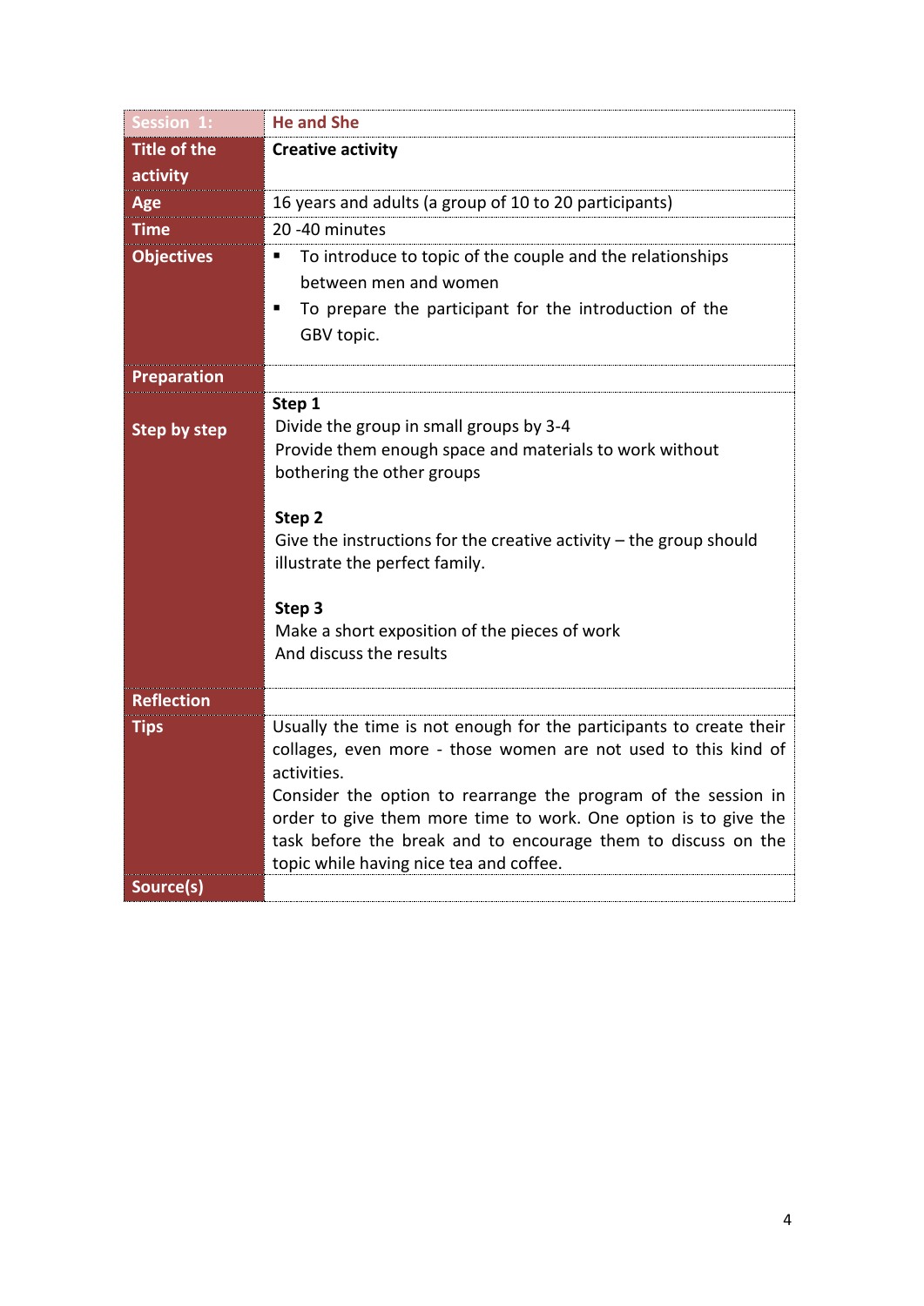| Session 1: | He and She |
|---|---|
| Title of the activity | **Creative activity** |
| Age | 16 years and adults (a group of 10 to 20 participants) |
| Time | 20 -40 minutes |
| Objectives | ▪ To introduce to topic of the couple and the relationships between men and women<br>▪ To prepare the participant for the introduction of the GBV topic. |
| Preparation | |
| Step by step | **Step 1**<br>Divide the group in small groups by 3-4<br>Provide them enough space and materials to work without bothering the other groups<br><br>**Step 2**<br>Give the instructions for the creative activity – the group should illustrate the perfect family.<br><br>**Step 3**<br>Make a short exposition of the pieces of work<br>And discuss the results |
| Reflection | |
| Tips | Usually the time is not enough for the participants to create their collages, even more - those women are not used to this kind of activities.<br>Consider the option to rearrange the program of the session in order to give them more time to work. One option is to give the task before the break and to encourage them to discuss on the topic while having nice tea and coffee. |
| Source(s) | |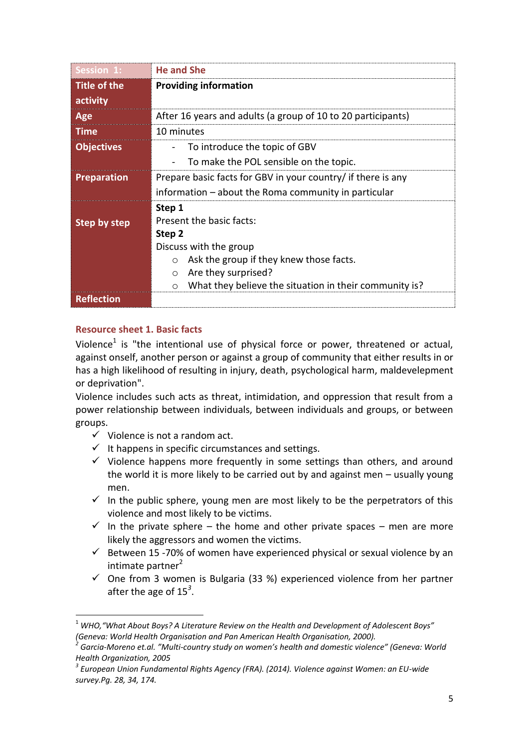| Session 1: | He and She |
|---|---|
| Title of the activity | **Providing information** |
| Age | After 16 years and adults (a group of 10 to 20 participants) |
| Time | 10 minutes |
| Objectives | - To introduce the topic of GBV<br>- To make the POL sensible on the topic. |
| Preparation | Prepare basic facts for GBV in your country/ if there is any information – about the Roma community in particular |
| Step by step | **Step 1**<br>Present the basic facts:<br>**Step 2**<br>Discuss with the group<br>○ Ask the group if they knew those facts.<br>○ Are they surprised?<br>○ What they believe the situation in their community is? |
| Reflection | |

### Resource sheet 1. Basic facts

Violence[1] is "the intentional use of physical force or power, threatened or actual, against onself, another person or against a group of community that either results in or has a high likelihood of resulting in injury, death, psychological harm, maldevelepment or deprivation".

Violence includes such acts as threat, intimidation, and oppression that result from a power relationship between individuals, between individuals and groups, or between groups.

- ✓ Violence is not a random act.
- ✓ It happens in specific circumstances and settings.
- ✓ Violence happens more frequently in some settings than others, and around the world it is more likely to be carried out by and against men – usually young men.
- ✓ In the public sphere, young men are most likely to be the perpetrators of this violence and most likely to be victims.
- ✓ In the private sphere – the home and other private spaces – men are more likely the aggressors and women the victims.
- ✓ Between 15 -70% of women have experienced physical or sexual violence by an intimate partner[2]
- ✓ One from 3 women is Bulgaria (33 %) experienced violence from her partner after the age of 15[3].

---

[1] *WHO,"What About Boys? A Literature Review on the Health and Development of Adolescent Boys" (Geneva: World Health Organisation and Pan American Health Organisation, 2000).*

[2] *Garcia-Moreno et.al. "Multi-country study on women's health and domestic violence" (Geneva: World Health Organization, 2005*

[3] *European Union Fundamental Rights Agency (FRA). (2014). Violence against Women: an EU-wide survey.Pg. 28, 34, 174.*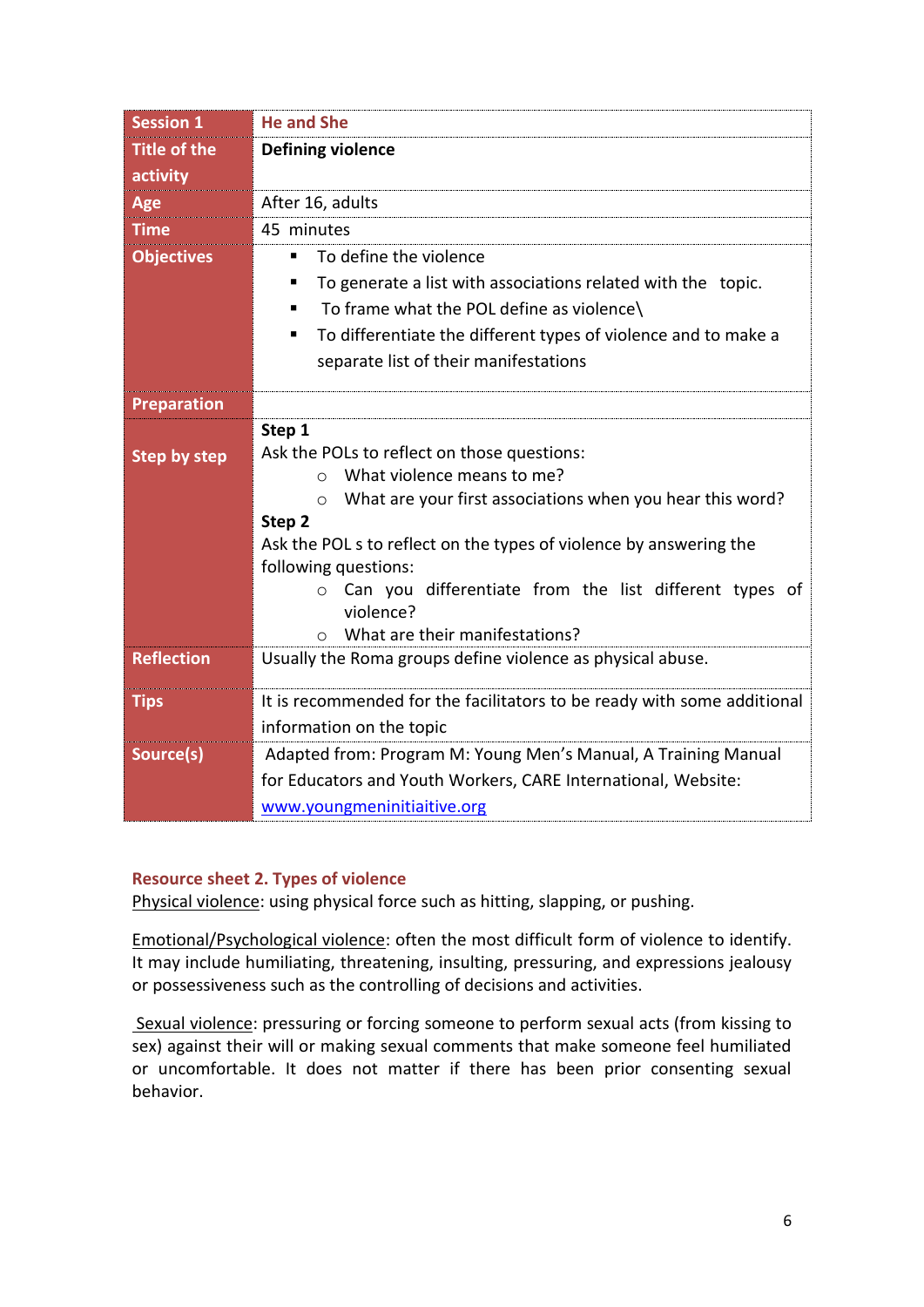| Session 1 | He and She |
|---|---|
| Title of the activity | **Defining violence** |
| Age | After 16, adults |
| Time | 45 minutes |
| Objectives | ▪ To define the violence<br>▪ To generate a list with associations related with the topic.<br>▪ To frame what the POL define as violence\ <br>▪ To differentiate the different types of violence and to make a separate list of their manifestations |
| Preparation | |
| Step by step | **Step 1**<br>Ask the POLs to reflect on those questions:<br>○ What violence means to me?<br>○ What are your first associations when you hear this word?<br>**Step 2**<br>Ask the POL s to reflect on the types of violence by answering the following questions:<br>○ Can you differentiate from the list different types of violence?<br>○ What are their manifestations? |
| Reflection | Usually the Roma groups define violence as physical abuse. |
| Tips | It is recommended for the facilitators to be ready with some additional information on the topic |
| Source(s) | Adapted from: Program M: Young Men's Manual, A Training Manual for Educators and Youth Workers, CARE International, Website: [www.youngmeninitiaitive.org](www.youngmeninitiaitive.org) |

### Resource sheet 2. Types of violence

Physical violence: using physical force such as hitting, slapping, or pushing.

Emotional/Psychological violence: often the most difficult form of violence to identify. It may include humiliating, threatening, insulting, pressuring, and expressions jealousy or possessiveness such as the controlling of decisions and activities.

Sexual violence: pressuring or forcing someone to perform sexual acts (from kissing to sex) against their will or making sexual comments that make someone feel humiliated or uncomfortable. It does not matter if there has been prior consenting sexual behavior.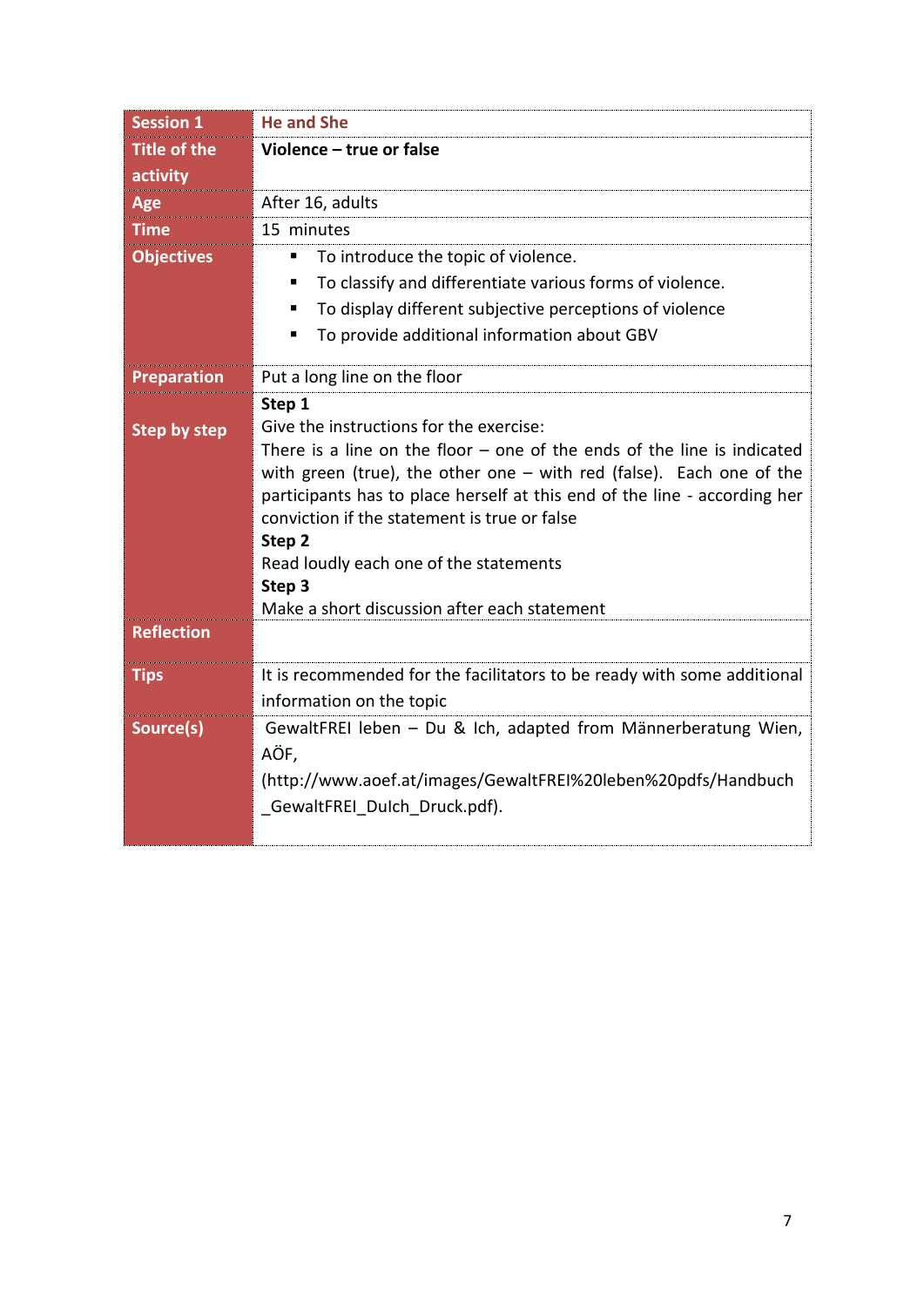| Session 1 | He and She |
|---|---|
| Title of the activity | **Violence – true or false** |
| Age | After 16, adults |
| Time | 15 minutes |
| Objectives | ▪ To introduce the topic of violence.<br>▪ To classify and differentiate various forms of violence.<br>▪ To display different subjective perceptions of violence<br>▪ To provide additional information about GBV |
| Preparation | Put a long line on the floor |
| Step by step | **Step 1**<br>Give the instructions for the exercise:<br>There is a line on the floor – one of the ends of the line is indicated with green (true), the other one – with red (false). Each one of the participants has to place herself at this end of the line - according her conviction if the statement is true or false<br>**Step 2**<br>Read loudly each one of the statements<br>**Step 3**<br>Make a short discussion after each statement |
| Reflection | |
| Tips | It is recommended for the facilitators to be ready with some additional information on the topic |
| Source(s) | GewaltFREI leben – Du & Ich, adapted from Männerberatung Wien, AÖF, (http://www.aoef.at/images/GewaltFREI%20leben%20pdfs/Handbuch_GewaltFREI_DuIch_Druck.pdf). |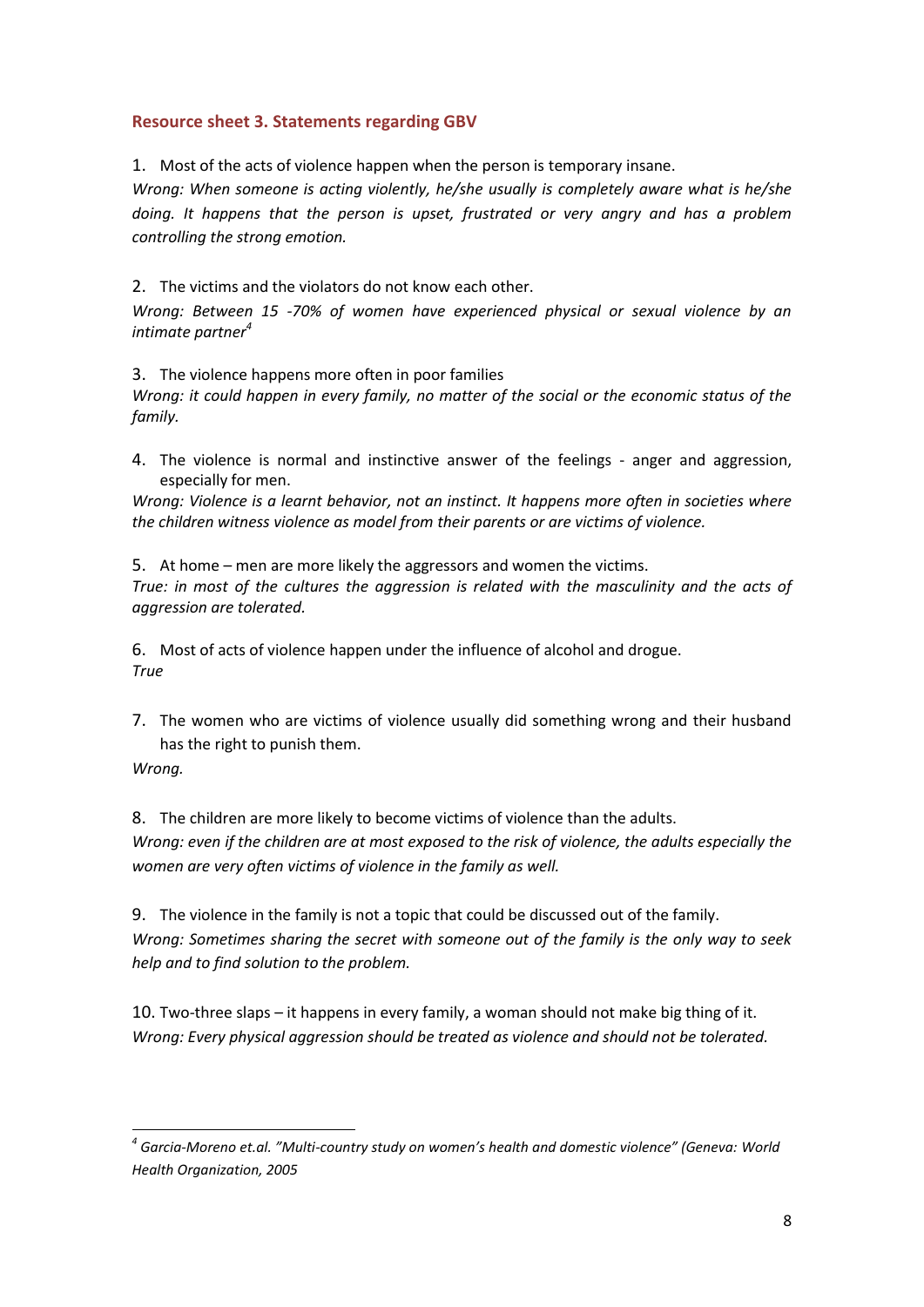### Resource sheet 3. Statements regarding GBV

1. Most of the acts of violence happen when the person is temporary insane.

*Wrong: When someone is acting violently, he/she usually is completely aware what is he/she doing. It happens that the person is upset, frustrated or very angry and has a problem controlling the strong emotion.*

2. The victims and the violators do not know each other.

*Wrong: Between 15 -70% of women have experienced physical or sexual violence by an intimate partner*[4]

3. The violence happens more often in poor families

*Wrong: it could happen in every family, no matter of the social or the economic status of the family.*

4. The violence is normal and instinctive answer of the feelings - anger and aggression, especially for men.

*Wrong: Violence is a learnt behavior, not an instinct. It happens more often in societies where the children witness violence as model from their parents or are victims of violence.*

5. At home – men are more likely the aggressors and women the victims.

*True: in most of the cultures the aggression is related with the masculinity and the acts of aggression are tolerated.*

6. Most of acts of violence happen under the influence of alcohol and drogue.

*True*

7. The women who are victims of violence usually did something wrong and their husband has the right to punish them.

*Wrong.*

8. The children are more likely to become victims of violence than the adults.

*Wrong: even if the children are at most exposed to the risk of violence, the adults especially the women are very often victims of violence in the family as well.*

9. The violence in the family is not a topic that could be discussed out of the family.

*Wrong: Sometimes sharing the secret with someone out of the family is the only way to seek help and to find solution to the problem.*

10. Two-three slaps – it happens in every family, a woman should not make big thing of it.

*Wrong: Every physical aggression should be treated as violence and should not be tolerated.*

---

[4] *Garcia-Moreno et.al. "Multi-country study on women's health and domestic violence" (Geneva: World Health Organization, 2005*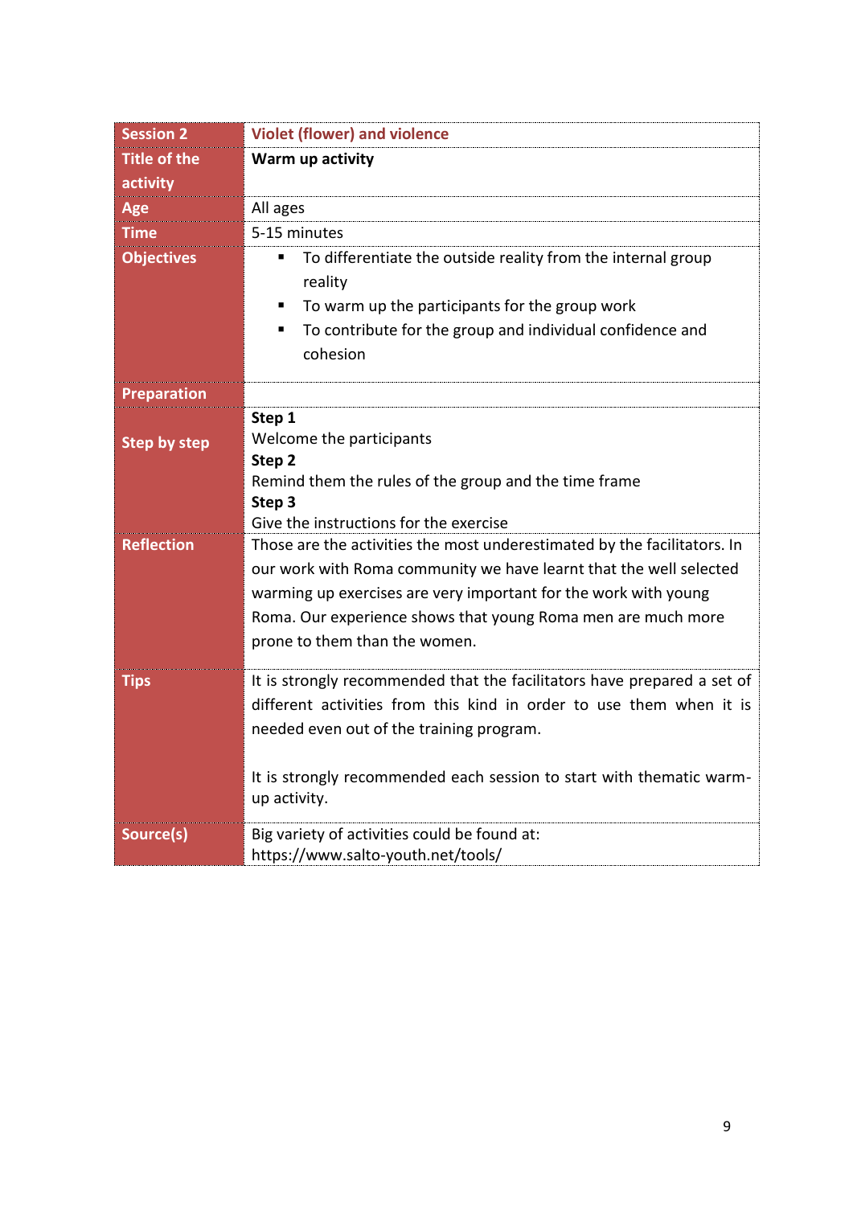| Session 2 | Violet (flower) and violence |
|---|---|
| Title of the activity | **Warm up activity** |
| Age | All ages |
| Time | 5-15 minutes |
| Objectives | ▪ To differentiate the outside reality from the internal group reality<br>▪ To warm up the participants for the group work<br>▪ To contribute for the group and individual confidence and cohesion |
| Preparation | |
| Step by step | **Step 1**<br>Welcome the participants<br>**Step 2**<br>Remind them the rules of the group and the time frame<br>**Step 3**<br>Give the instructions for the exercise |
| Reflection | Those are the activities the most underestimated by the facilitators. In our work with Roma community we have learnt that the well selected warming up exercises are very important for the work with young Roma. Our experience shows that young Roma men are much more prone to them than the women. |
| Tips | It is strongly recommended that the facilitators have prepared a set of different activities from this kind in order to use them when it is needed even out of the training program.<br><br>It is strongly recommended each session to start with thematic warm-up activity. |
| Source(s) | Big variety of activities could be found at:<br>https://www.salto-youth.net/tools/ |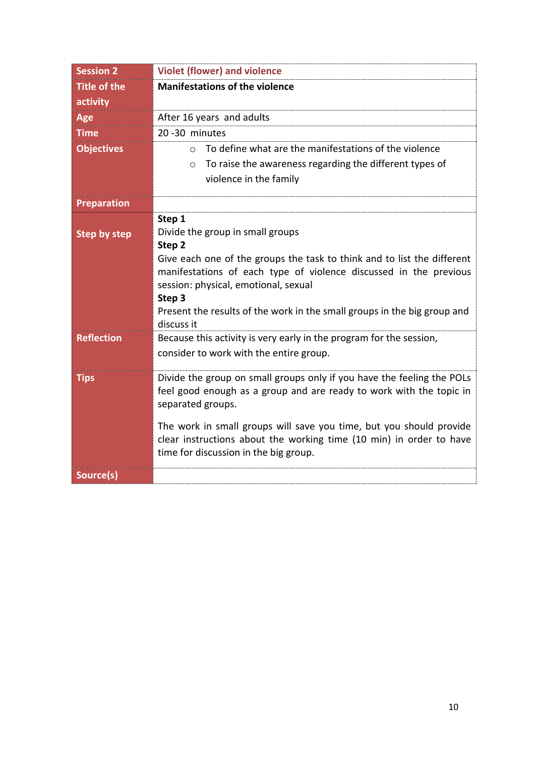| Session 2 | Violet (flower) and violence |
|---|---|
| Title of the activity | **Manifestations of the violence** |
| Age | After 16 years and adults |
| Time | 20 -30 minutes |
| Objectives | ○ To define what are the manifestations of the violence<br>○ To raise the awareness regarding the different types of violence in the family |
| Preparation | |
| Step by step | **Step 1**<br>Divide the group in small groups<br>**Step 2**<br>Give each one of the groups the task to think and to list the different manifestations of each type of violence discussed in the previous session: physical, emotional, sexual<br>**Step 3**<br>Present the results of the work in the small groups in the big group and discuss it |
| Reflection | Because this activity is very early in the program for the session, consider to work with the entire group. |
| Tips | Divide the group on small groups only if you have the feeling the POLs feel good enough as a group and are ready to work with the topic in separated groups.<br><br>The work in small groups will save you time, but you should provide clear instructions about the working time (10 min) in order to have time for discussion in the big group. |
| Source(s) | |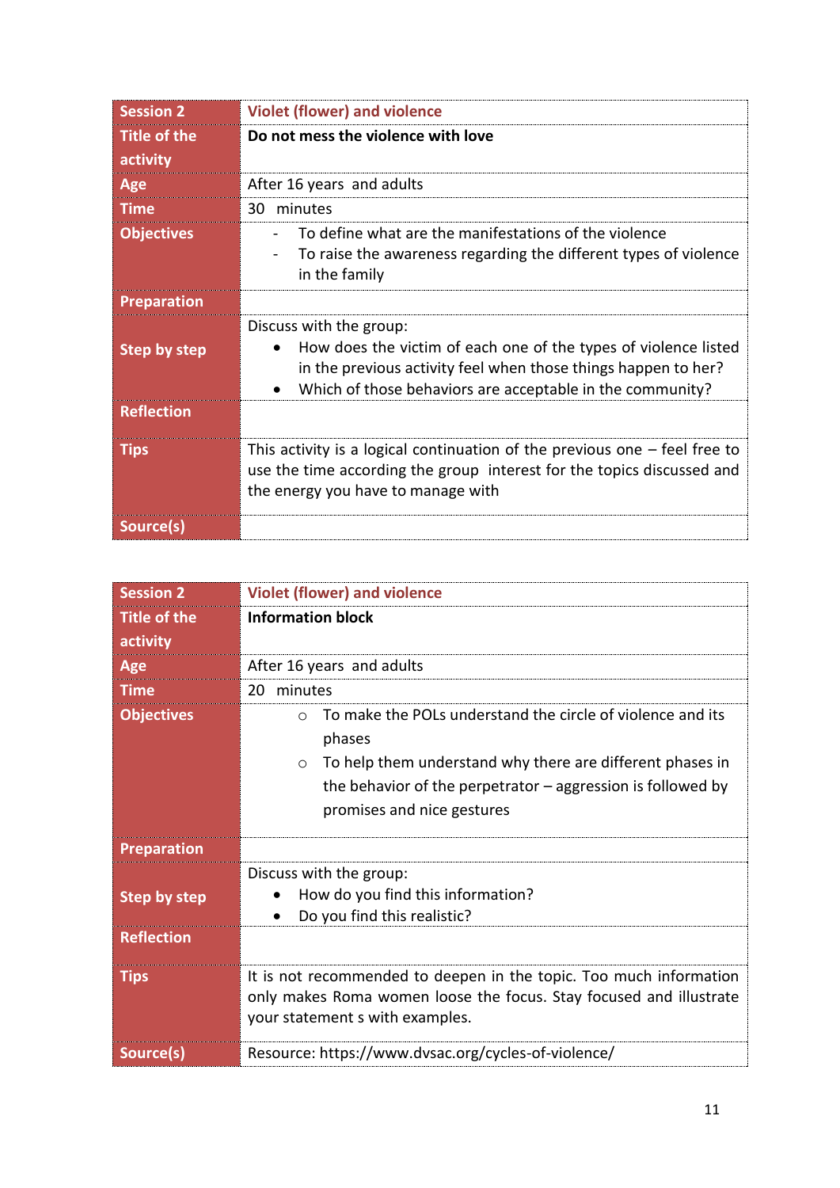| Session 2 | Violet (flower) and violence |
|---|---|
| Title of the activity | **Do not mess the violence with love** |
| Age | After 16 years and adults |
| Time | 30 minutes |
| Objectives | - To define what are the manifestations of the violence<br>- To raise the awareness regarding the different types of violence in the family |
| Preparation | |
| Step by step | Discuss with the group:<br>• How does the victim of each one of the types of violence listed in the previous activity feel when those things happen to her?<br>• Which of those behaviors are acceptable in the community? |
| Reflection | |
| Tips | This activity is a logical continuation of the previous one – feel free to use the time according the group interest for the topics discussed and the energy you have to manage with |
| Source(s) | |

| Session 2 | Violet (flower) and violence |
|---|---|
| Title of the activity | **Information block** |
| Age | After 16 years and adults |
| Time | 20 minutes |
| Objectives | ○ To make the POLs understand the circle of violence and its phases<br>○ To help them understand why there are different phases in the behavior of the perpetrator – aggression is followed by promises and nice gestures |
| Preparation | |
| Step by step | Discuss with the group:<br>• How do you find this information?<br>• Do you find this realistic? |
| Reflection | |
| Tips | It is not recommended to deepen in the topic. Too much information only makes Roma women loose the focus. Stay focused and illustrate your statement s with examples. |
| Source(s) | Resource: https://www.dvsac.org/cycles-of-violence/ |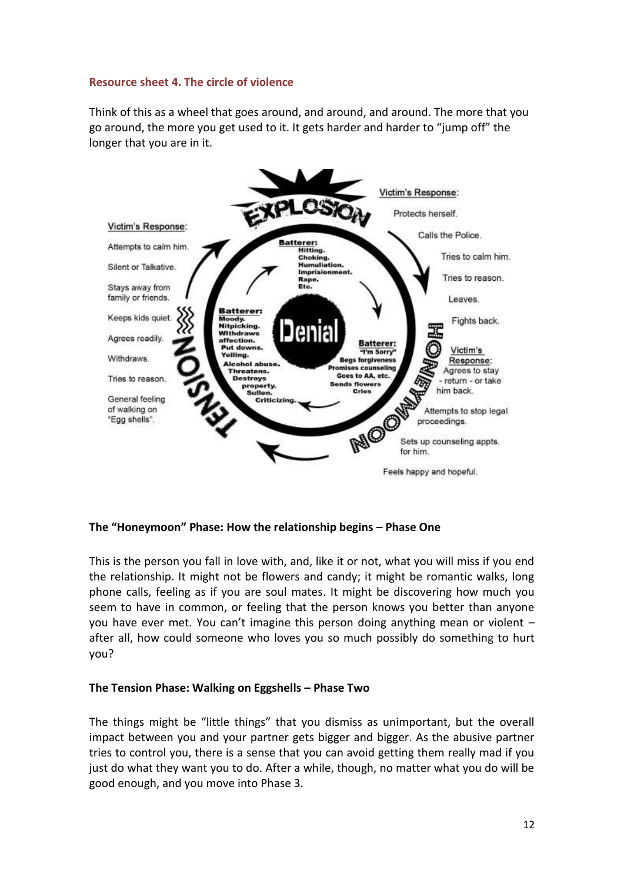### Resource sheet 4. The circle of violence

Think of this as a wheel that goes around, and around, and around. The more that you go around, the more you get used to it. It gets harder and harder to "jump off" the longer that you are in it.

**EXPLOSION**

**Batterer:** Hitting. Choking. Humiliation. Imprisionment. Rape. Etc.

Victim's Response: Protects herself. Calls the Police. Tries to calm him. Tries to reason. Leaves. Fights back.

**HONEYMOON**

**Batterer:** "I'm Sorry" Begs forgiveness. Promises counseling. Goes to AA, etc. Sends flowers. Cries.

Victim's Response: Agrees to stay - return - or take him back. Attempts to stop legal proceedings. Sets up counseling appts. for him. Feels happy and hopeful.

**TENSION**

**Batterer:** Moody. Nitpicking. Withdraws affection. Put downs. Yelling. Alcohol abuse. Threatens. Destroys property. Sullen. Criticizing.

Victim's Response: Attempts to calm him. Silent or Talkative. Stays away from family or friends. Keeps kids quiet. Agrees readily. Withdraws. Tries to reason. General feeling of walking on "Egg shells".

**Denial**

**The "Honeymoon" Phase: How the relationship begins – Phase One**

This is the person you fall in love with, and, like it or not, what you will miss if you end the relationship. It might not be flowers and candy; it might be romantic walks, long phone calls, feeling as if you are soul mates. It might be discovering how much you seem to have in common, or feeling that the person knows you better than anyone you have ever met. You can't imagine this person doing anything mean or violent – after all, how could someone who loves you so much possibly do something to hurt you?

**The Tension Phase: Walking on Eggshells – Phase Two**

The things might be "little things" that you dismiss as unimportant, but the overall impact between you and your partner gets bigger and bigger. As the abusive partner tries to control you, there is a sense that you can avoid getting them really mad if you just do what they want you to do. After a while, though, no matter what you do will be good enough, and you move into Phase 3.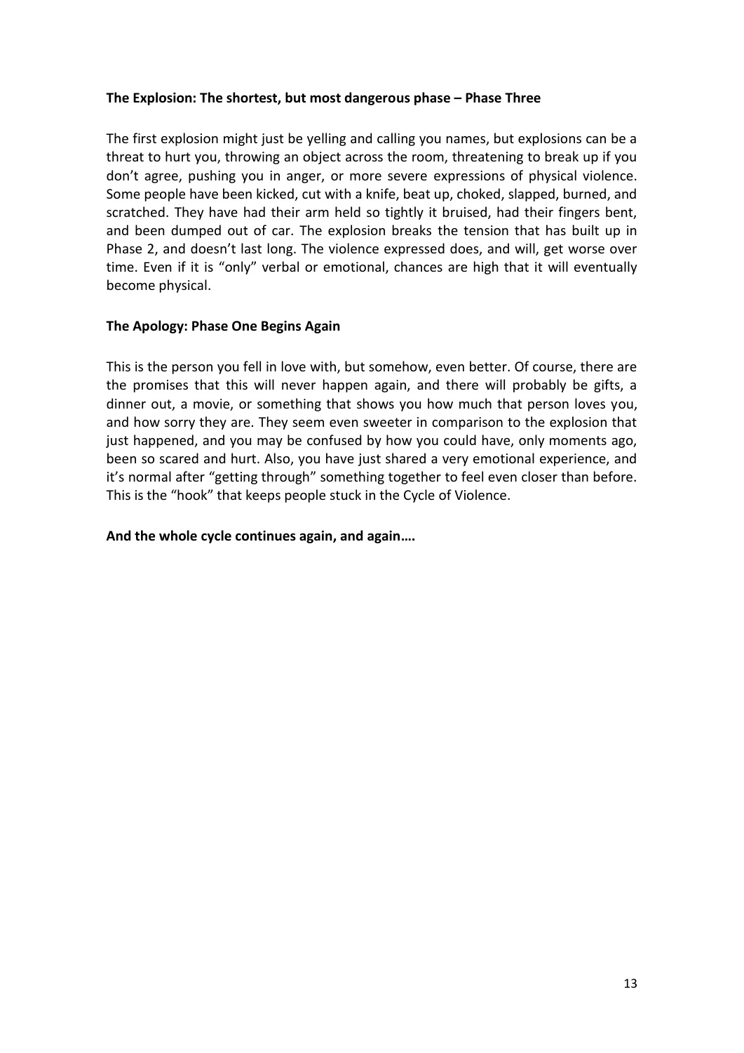### The Explosion: The shortest, but most dangerous phase – Phase Three

The first explosion might just be yelling and calling you names, but explosions can be a threat to hurt you, throwing an object across the room, threatening to break up if you don't agree, pushing you in anger, or more severe expressions of physical violence. Some people have been kicked, cut with a knife, beat up, choked, slapped, burned, and scratched. They have had their arm held so tightly it bruised, had their fingers bent, and been dumped out of car. The explosion breaks the tension that has built up in Phase 2, and doesn't last long. The violence expressed does, and will, get worse over time. Even if it is "only" verbal or emotional, chances are high that it will eventually become physical.

### The Apology: Phase One Begins Again

This is the person you fell in love with, but somehow, even better. Of course, there are the promises that this will never happen again, and there will probably be gifts, a dinner out, a movie, or something that shows you how much that person loves you, and how sorry they are. They seem even sweeter in comparison to the explosion that just happened, and you may be confused by how you could have, only moments ago, been so scared and hurt. Also, you have just shared a very emotional experience, and it's normal after "getting through" something together to feel even closer than before. This is the "hook" that keeps people stuck in the Cycle of Violence.

**And the whole cycle continues again, and again….**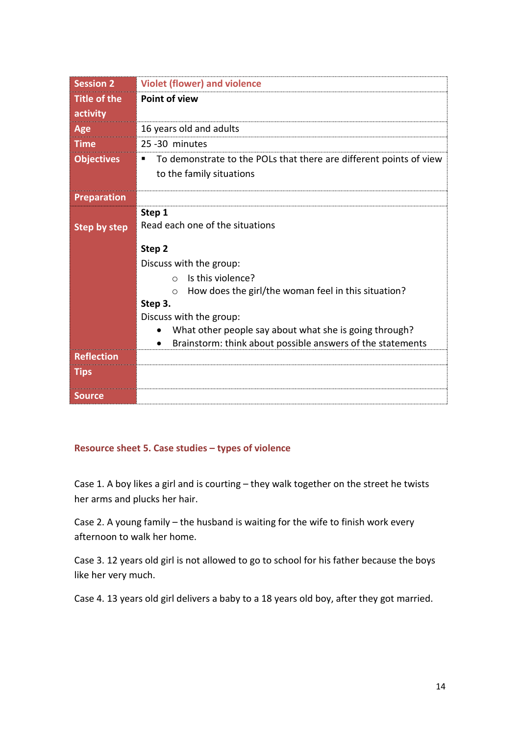| Session 2 | Violet (flower) and violence |
|---|---|
| Title of the activity | **Point of view** |
| Age | 16 years old and adults |
| Time | 25 -30 minutes |
| Objectives | ▪ To demonstrate to the POLs that there are different points of view to the family situations |
| Preparation | |
| Step by step | **Step 1**<br>Read each one of the situations<br><br>**Step 2**<br>Discuss with the group:<br>○ Is this violence?<br>○ How does the girl/the woman feel in this situation?<br>**Step 3.**<br>Discuss with the group:<br>• What other people say about what she is going through?<br>• Brainstorm: think about possible answers of the statements |
| Reflection | |
| Tips | |
| Source | |

## Resource sheet 5. Case studies – types of violence

Case 1. A boy likes a girl and is courting – they walk together on the street he twists her arms and plucks her hair.

Case 2. A young family – the husband is waiting for the wife to finish work every afternoon to walk her home.

Case 3. 12 years old girl is not allowed to go to school for his father because the boys like her very much.

Case 4. 13 years old girl delivers a baby to a 18 years old boy, after they got married.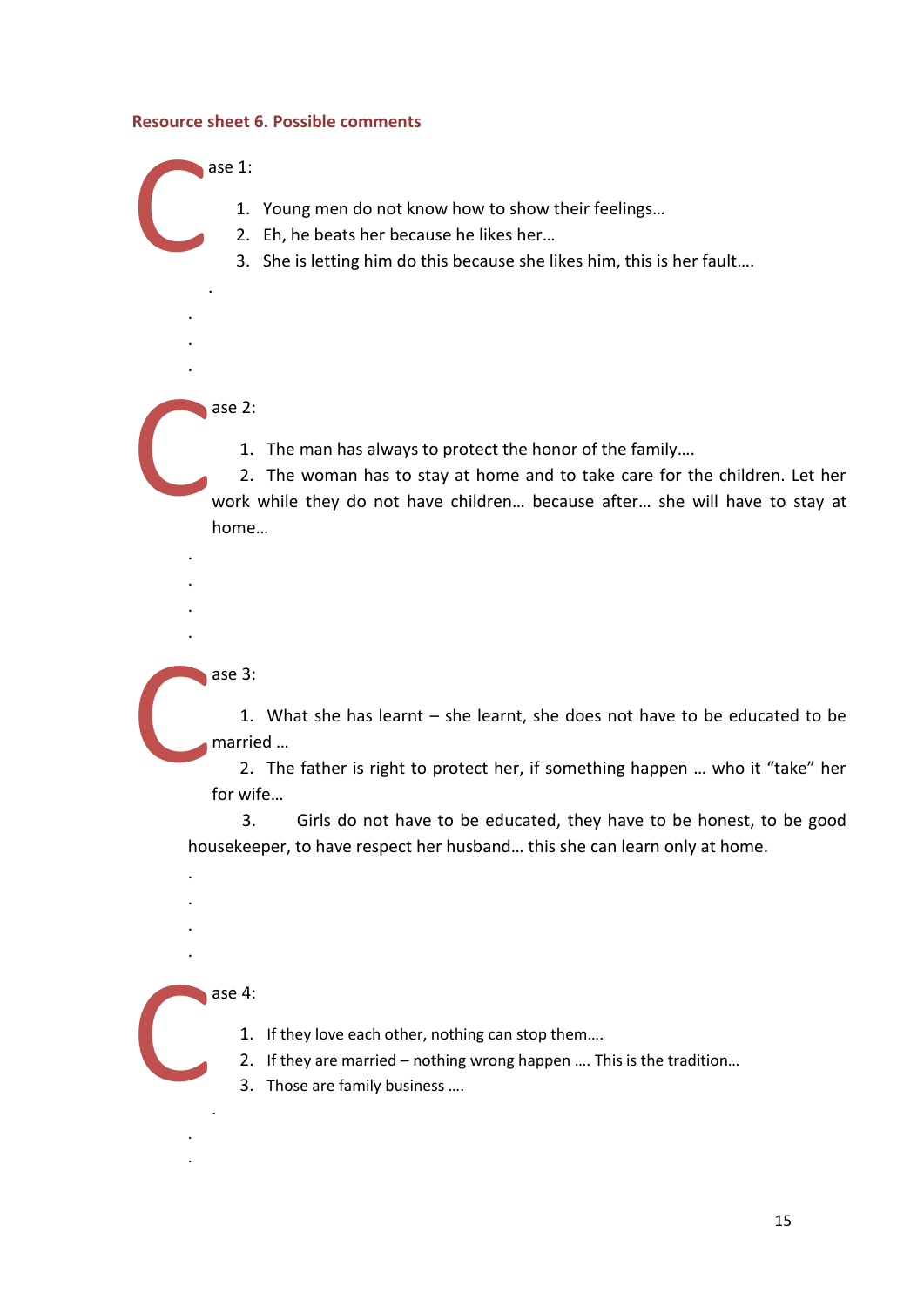### Resource sheet 6. Possible comments

Case 1:

1. Young men do not know how to show their feelings…
2. Eh, he beats her because he likes her…
3. She is letting him do this because she likes him, this is her fault….

.

.

.

.

Case 2:

1. The man has always to protect the honor of the family….
2. The woman has to stay at home and to take care for the children. Let her work while they do not have children… because after… she will have to stay at home…

.

.

.

.

Case 3:

1. What she has learnt – she learnt, she does not have to be educated to be married …
2. The father is right to protect her, if something happen … who it "take" her for wife…
3. Girls do not have to be educated, they have to be honest, to be good housekeeper, to have respect her husband… this she can learn only at home.

.

.

.

.

Case 4:

1. If they love each other, nothing can stop them….
2. If they are married – nothing wrong happen …. This is the tradition…
3. Those are family business ….

.

.

.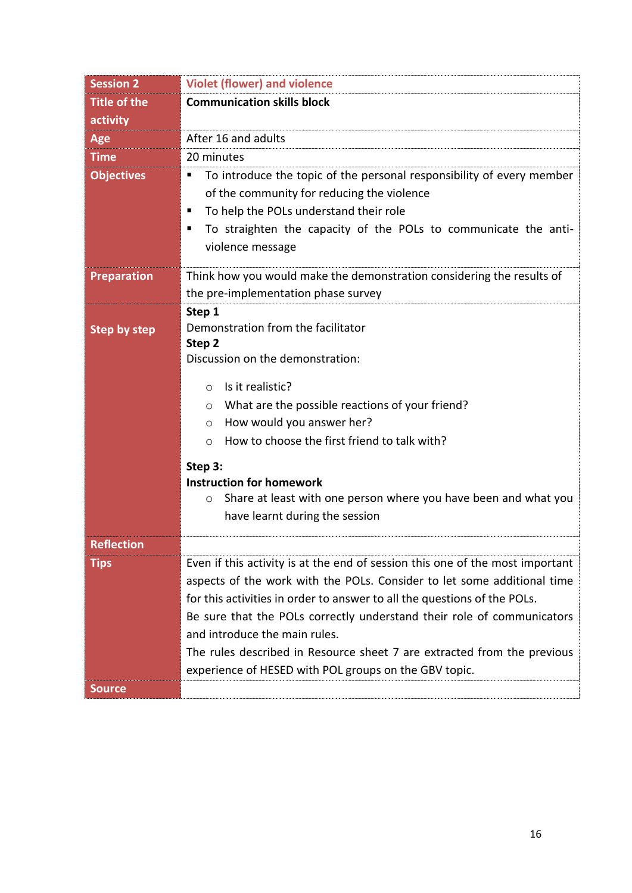| Session 2 | Violet (flower) and violence |
|---|---|
| Title of the activity | **Communication skills block** |
| Age | After 16 and adults |
| Time | 20 minutes |
| Objectives | ▪ To introduce the topic of the personal responsibility of every member of the community for reducing the violence<br>▪ To help the POLs understand their role<br>▪ To straighten the capacity of the POLs to communicate the anti-violence message |
| Preparation | Think how you would make the demonstration considering the results of the pre-implementation phase survey |
| Step by step | **Step 1**<br>Demonstration from the facilitator<br>**Step 2**<br>Discussion on the demonstration:<br>○ Is it realistic?<br>○ What are the possible reactions of your friend?<br>○ How would you answer her?<br>○ How to choose the first friend to talk with?<br>**Step 3:**<br>**Instruction for homework**<br>○ Share at least with one person where you have been and what you have learnt during the session |
| Reflection | |
| Tips | Even if this activity is at the end of session this one of the most important aspects of the work with the POLs. Consider to let some additional time for this activities in order to answer to all the questions of the POLs.<br>Be sure that the POLs correctly understand their role of communicators and introduce the main rules.<br>The rules described in Resource sheet 7 are extracted from the previous experience of HESED with POL groups on the GBV topic. |
| Source | |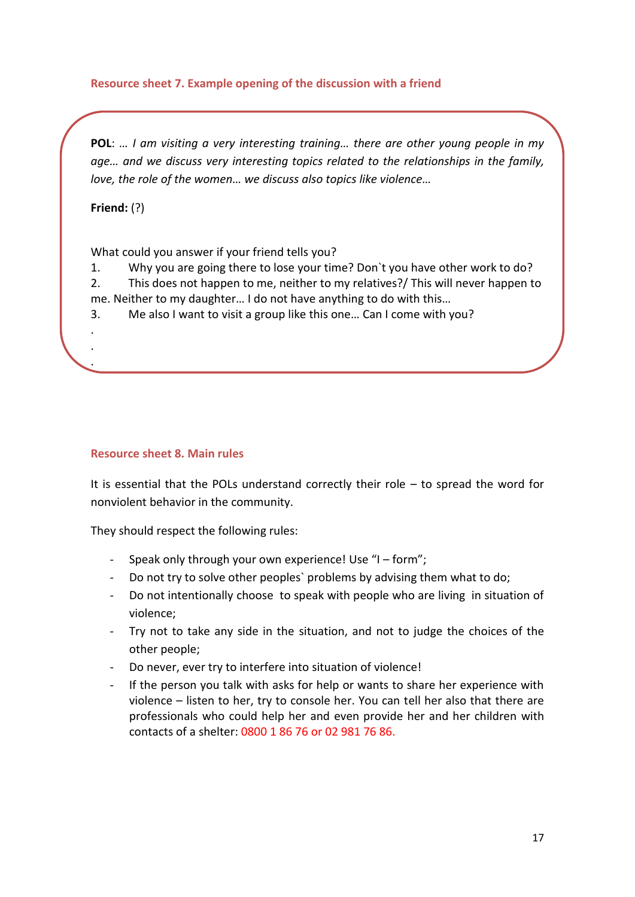### Resource sheet 7. Example opening of the discussion with a friend

**POL**: *… I am visiting a very interesting training… there are other young people in my age… and we discuss very interesting topics related to the relationships in the family, love, the role of the women… we discuss also topics like violence…*

**Friend:** (?)

What could you answer if your friend tells you?

1. Why you are going there to lose your time? Don`t you have other work to do?
2. This does not happen to me, neither to my relatives?/ This will never happen to me. Neither to my daughter… I do not have anything to do with this…
3. Me also I want to visit a group like this one… Can I come with you?

.
.
.

### Resource sheet 8. Main rules

It is essential that the POLs understand correctly their role – to spread the word for nonviolent behavior in the community.

They should respect the following rules:

- Speak only through your own experience! Use "I – form";
- Do not try to solve other peoples` problems by advising them what to do;
- Do not intentionally choose to speak with people who are living in situation of violence;
- Try not to take any side in the situation, and not to judge the choices of the other people;
- Do never, ever try to interfere into situation of violence!
- If the person you talk with asks for help or wants to share her experience with violence – listen to her, try to console her. You can tell her also that there are professionals who could help her and even provide her and her children with contacts of a shelter: 0800 1 86 76 or 02 981 76 86.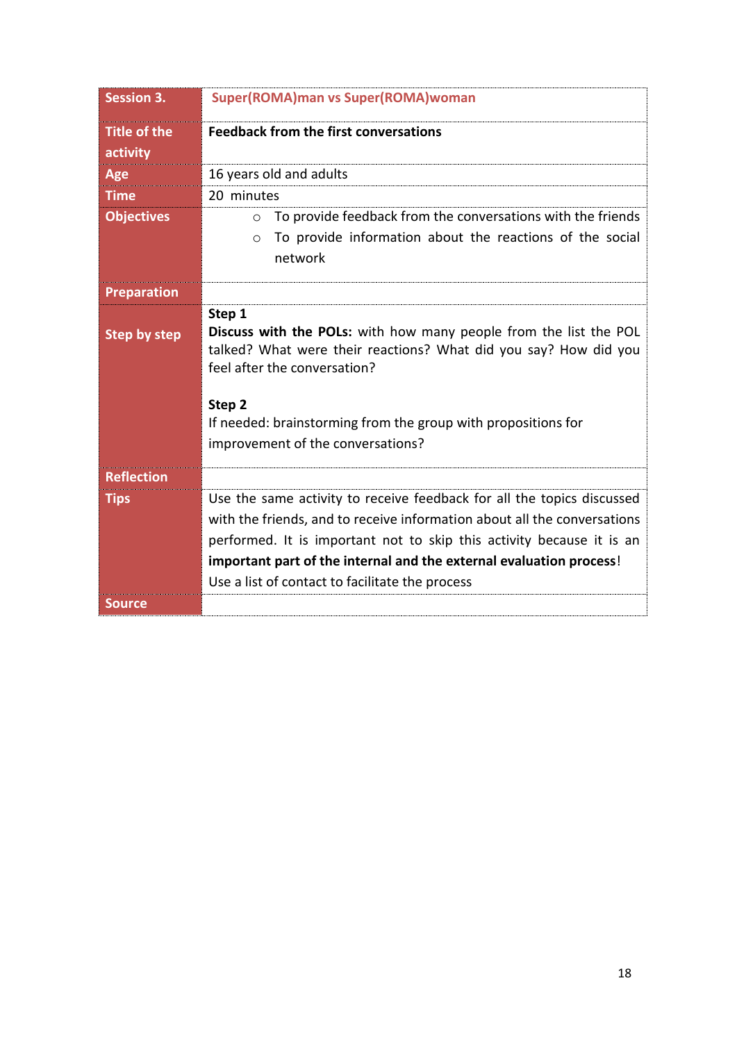| Session 3. | Super(ROMA)man vs Super(ROMA)woman |
|---|---|
| Title of the activity | **Feedback from the first conversations** |
| Age | 16 years old and adults |
| Time | 20 minutes |
| Objectives | ○ To provide feedback from the conversations with the friends<br>○ To provide information about the reactions of the social network |
| Preparation | |
| Step by step | **Step 1**<br>**Discuss with the POLs:** with how many people from the list the POL talked? What were their reactions? What did you say? How did you feel after the conversation?<br><br>**Step 2**<br>If needed: brainstorming from the group with propositions for improvement of the conversations? |
| Reflection | |
| Tips | Use the same activity to receive feedback for all the topics discussed with the friends, and to receive information about all the conversations performed. It is important not to skip this activity because it is an **important part of the internal and the external evaluation process**!<br>Use a list of contact to facilitate the process |
| Source | |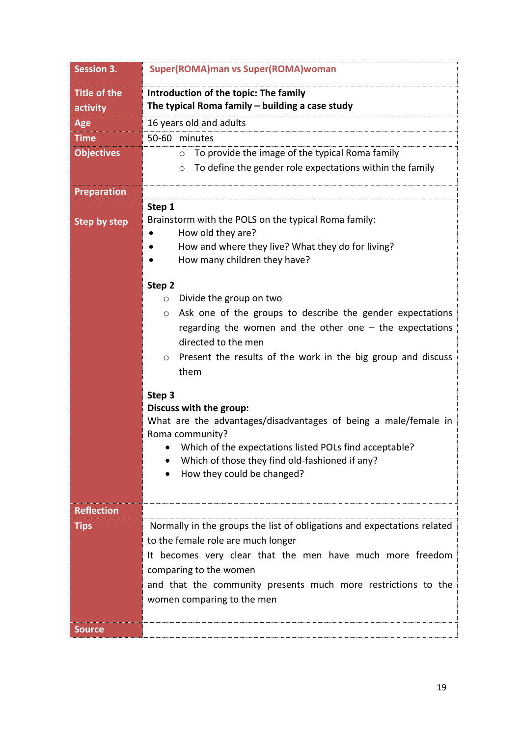| Session 3. | **Super(ROMA)man vs Super(ROMA)woman** |
|---|---|
| **Title of the activity** | **Introduction of the topic: The family**<br>**The typical Roma family – building a case study** |
| **Age** | 16 years old and adults |
| **Time** | 50-60 minutes |
| **Objectives** | ○ To provide the image of the typical Roma family<br>○ To define the gender role expectations within the family |
| **Preparation** | |
| **Step by step** | **Step 1**<br>Brainstorm with the POLS on the typical Roma family:<br>• How old they are?<br>• How and where they live? What they do for living?<br>• How many children they have?<br><br>**Step 2**<br>○ Divide the group on two<br>○ Ask one of the groups to describe the gender expectations regarding the women and the other one – the expectations directed to the men<br>○ Present the results of the work in the big group and discuss them<br><br>**Step 3**<br>**Discuss with the group:**<br>What are the advantages/disadvantages of being a male/female in Roma community?<br>• Which of the expectations listed POLs find acceptable?<br>• Which of those they find old-fashioned if any?<br>• How they could be changed? |
| **Reflection** | |
| **Tips** | Normally in the groups the list of obligations and expectations related to the female role are much longer<br>It becomes very clear that the men have much more freedom comparing to the women<br>and that the community presents much more restrictions to the women comparing to the men |
| **Source** | |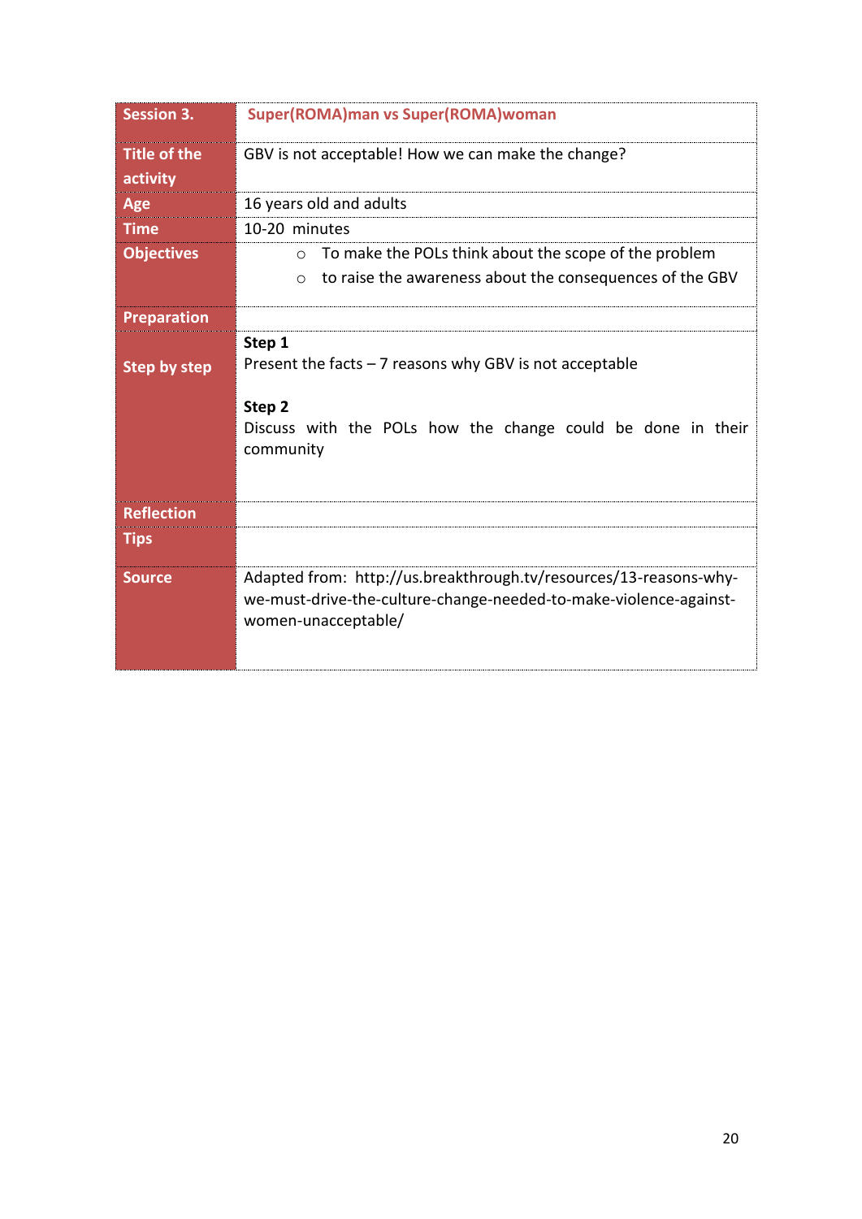| Session 3. | Super(ROMA)man vs Super(ROMA)woman |
|---|---|
| Title of the activity | GBV is not acceptable! How we can make the change? |
| Age | 16 years old and adults |
| Time | 10-20 minutes |
| Objectives | ○ To make the POLs think about the scope of the problem<br>○ to raise the awareness about the consequences of the GBV |
| Preparation | |
| Step by step | **Step 1**<br>Present the facts – 7 reasons why GBV is not acceptable<br><br>**Step 2**<br>Discuss with the POLs how the change could be done in their community |
| Reflection | |
| Tips | |
| Source | Adapted from: http://us.breakthrough.tv/resources/13-reasons-why-we-must-drive-the-culture-change-needed-to-make-violence-against-women-unacceptable/ |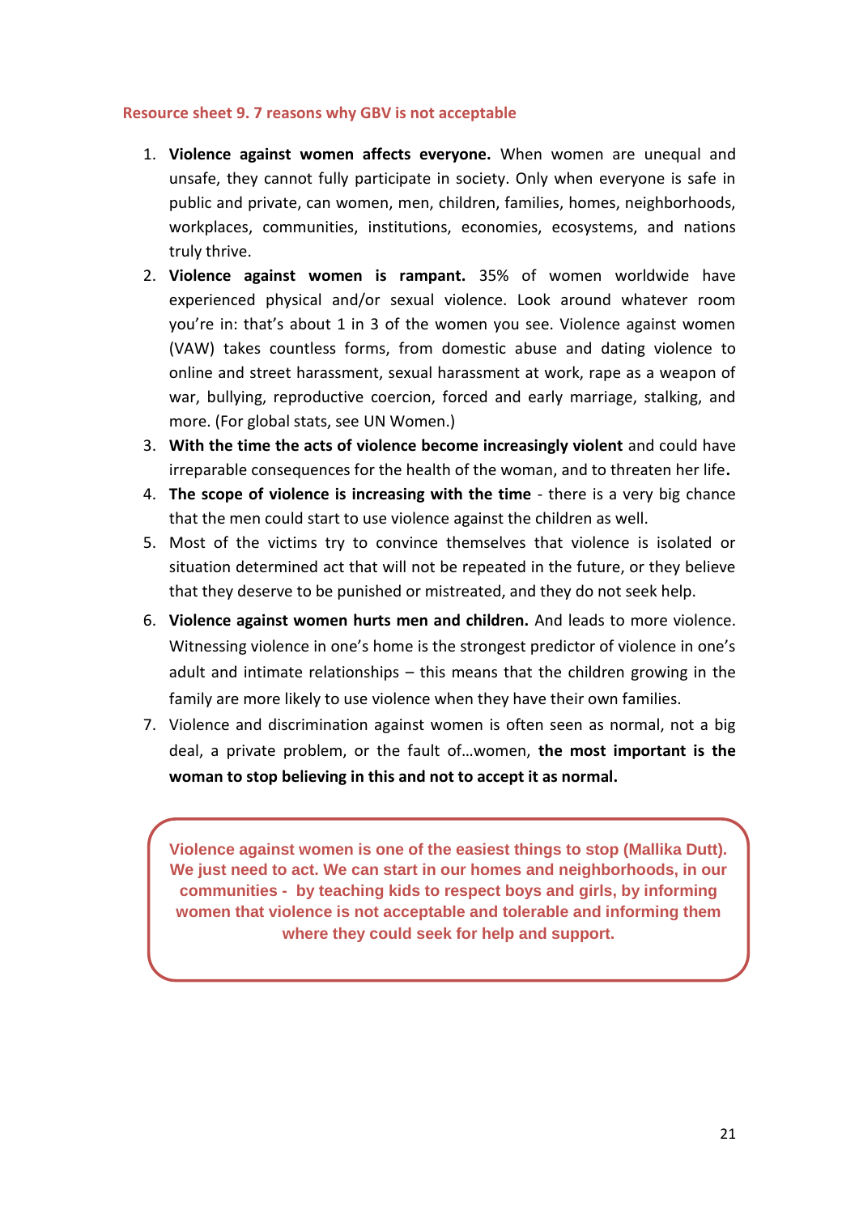### Resource sheet 9. 7 reasons why GBV is not acceptable

1. **Violence against women affects everyone.** When women are unequal and unsafe, they cannot fully participate in society. Only when everyone is safe in public and private, can women, men, children, families, homes, neighborhoods, workplaces, communities, institutions, economies, ecosystems, and nations truly thrive.
2. **Violence against women is rampant.** 35% of women worldwide have experienced physical and/or sexual violence. Look around whatever room you're in: that's about 1 in 3 of the women you see. Violence against women (VAW) takes countless forms, from domestic abuse and dating violence to online and street harassment, sexual harassment at work, rape as a weapon of war, bullying, reproductive coercion, forced and early marriage, stalking, and more. (For global stats, see UN Women.)
3. **With the time the acts of violence become increasingly violent** and could have irreparable consequences for the health of the woman, and to threaten her life**.**
4. **The scope of violence is increasing with the time** - there is a very big chance that the men could start to use violence against the children as well.
5. Most of the victims try to convince themselves that violence is isolated or situation determined act that will not be repeated in the future, or they believe that they deserve to be punished or mistreated, and they do not seek help.
6. **Violence against women hurts men and children.** And leads to more violence. Witnessing violence in one's home is the strongest predictor of violence in one's adult and intimate relationships – this means that the children growing in the family are more likely to use violence when they have their own families.
7. Violence and discrimination against women is often seen as normal, not a big deal, a private problem, or the fault of…women, **the most important is the woman to stop believing in this and not to accept it as normal.**

> **Violence against women is one of the easiest things to stop (Mallika Dutt). We just need to act. We can start in our homes and neighborhoods, in our communities - by teaching kids to respect boys and girls, by informing women that violence is not acceptable and tolerable and informing them where they could seek for help and support.**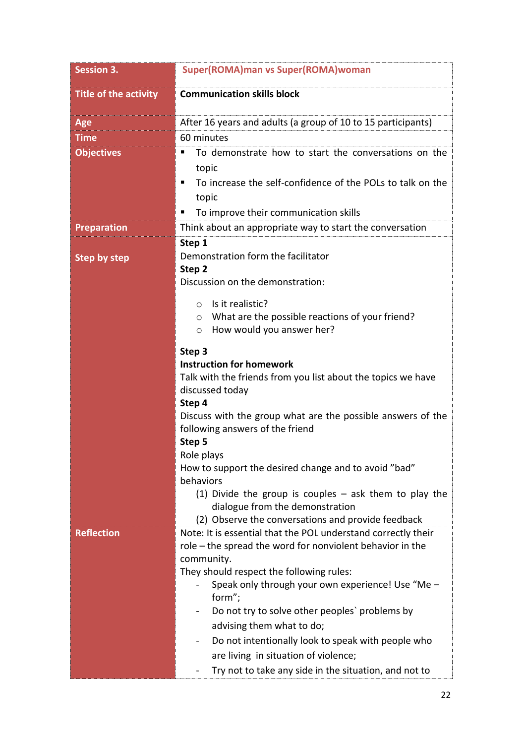| **Session 3.** | **Super(ROMA)man vs Super(ROMA)woman** |
|---|---|
| **Title of the activity** | **Communication skills block** |
| **Age** | After 16 years and adults (a group of 10 to 15 participants) |
| **Time** | 60 minutes |
| **Objectives** | ▪ To demonstrate how to start the conversations on the topic<br>▪ To increase the self-confidence of the POLs to talk on the topic<br>▪ To improve their communication skills |
| **Preparation** | Think about an appropriate way to start the conversation |
| **Step by step** | **Step 1**<br>Demonstration form the facilitator<br>**Step 2**<br>Discussion on the demonstration:<br>○ Is it realistic?<br>○ What are the possible reactions of your friend?<br>○ How would you answer her?<br>**Step 3**<br>**Instruction for homework**<br>Talk with the friends from you list about the topics we have discussed today<br>**Step 4**<br>Discuss with the group what are the possible answers of the following answers of the friend<br>**Step 5**<br>Role plays<br>How to support the desired change and to avoid "bad" behaviors<br>(1) Divide the group is couples – ask them to play the dialogue from the demonstration<br>(2) Observe the conversations and provide feedback |
| **Reflection** | Note: It is essential that the POL understand correctly their role – the spread the word for nonviolent behavior in the community.<br>They should respect the following rules:<br>- Speak only through your own experience! Use "Me – form";<br>- Do not try to solve other peoples` problems by advising them what to do;<br>- Do not intentionally look to speak with people who are living in situation of violence;<br>- Try not to take any side in the situation, and not to |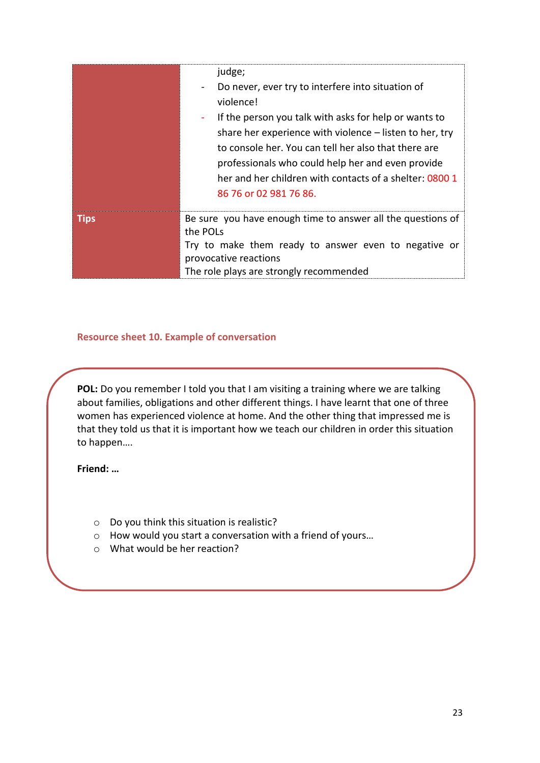| | |
|---|---|
| | judge;<br>- Do never, ever try to interfere into situation of violence!<br>- If the person you talk with asks for help or wants to share her experience with violence – listen to her, try to console her. You can tell her also that there are professionals who could help her and even provide her and her children with contacts of a shelter: 0800 1 86 76 or 02 981 76 86. |
| **Tips** | Be sure you have enough time to answer all the questions of the POLs<br>Try to make them ready to answer even to negative or provocative reactions<br>The role plays are strongly recommended |

### Resource sheet 10. Example of conversation

**POL:** Do you remember I told you that I am visiting a training where we are talking about families, obligations and other different things. I have learnt that one of three women has experienced violence at home. And the other thing that impressed me is that they told us that it is important how we teach our children in order this situation to happen….

**Friend: …**

- Do you think this situation is realistic?
- How would you start a conversation with a friend of yours…
- What would be her reaction?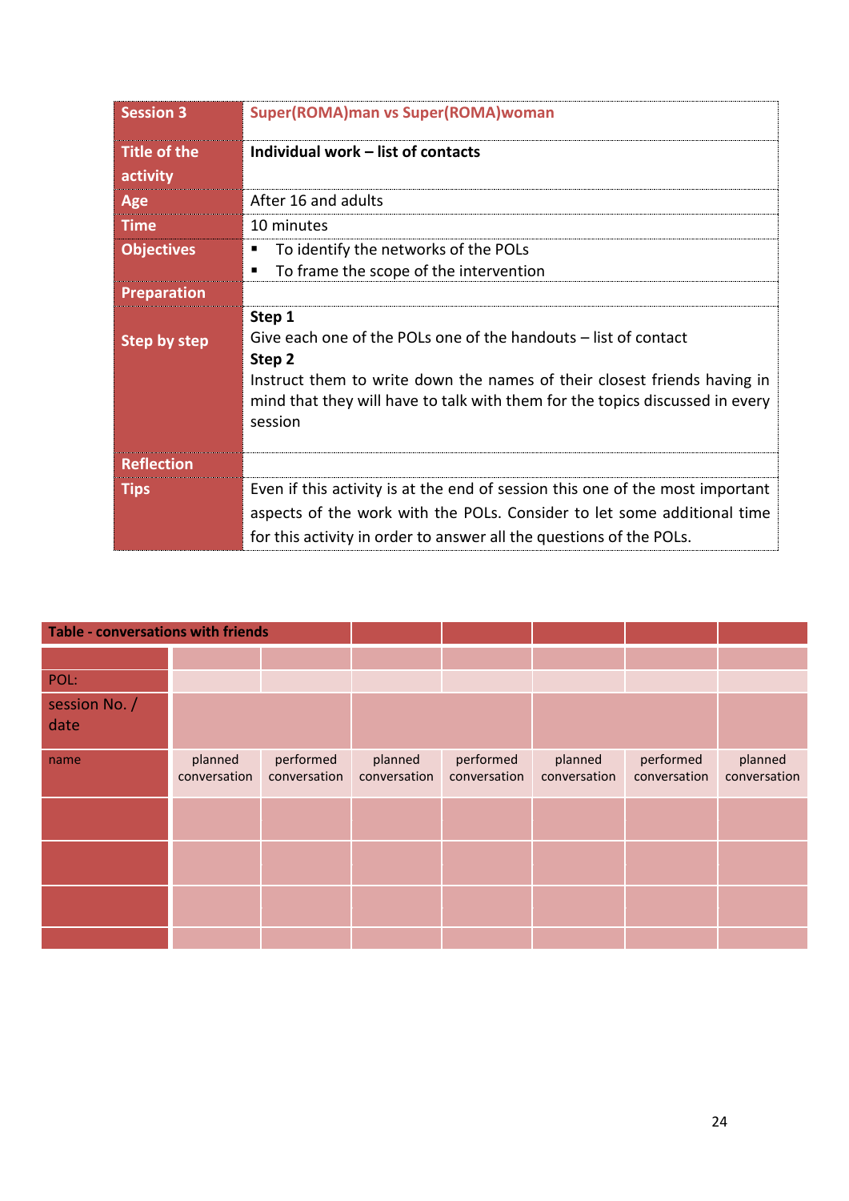| Session 3 | Super(ROMA)man vs Super(ROMA)woman |
|---|---|
| Title of the activity | **Individual work – list of contacts** |
| Age | After 16 and adults |
| Time | 10 minutes |
| Objectives | ▪ To identify the networks of the POLs<br>▪ To frame the scope of the intervention |
| Preparation | |
| Step by step | **Step 1**<br>Give each one of the POLs one of the handouts – list of contact<br>**Step 2**<br>Instruct them to write down the names of their closest friends having in mind that they will have to talk with them for the topics discussed in every session |
| Reflection | |
| Tips | Even if this activity is at the end of session this one of the most important aspects of the work with the POLs. Consider to let some additional time for this activity in order to answer all the questions of the POLs. |

| Table - conversations with friends | | | | | | | |
|---|---|---|---|---|---|---|---|
| | | | | | | | |
| POL: | | | | | | | |
| session No. / date | | | | | | | |
| name | planned conversation | performed conversation | planned conversation | performed conversation | planned conversation | performed conversation | planned conversation |
| | | | | | | | |
| | | | | | | | |
| | | | | | | | |
| | | | | | | | |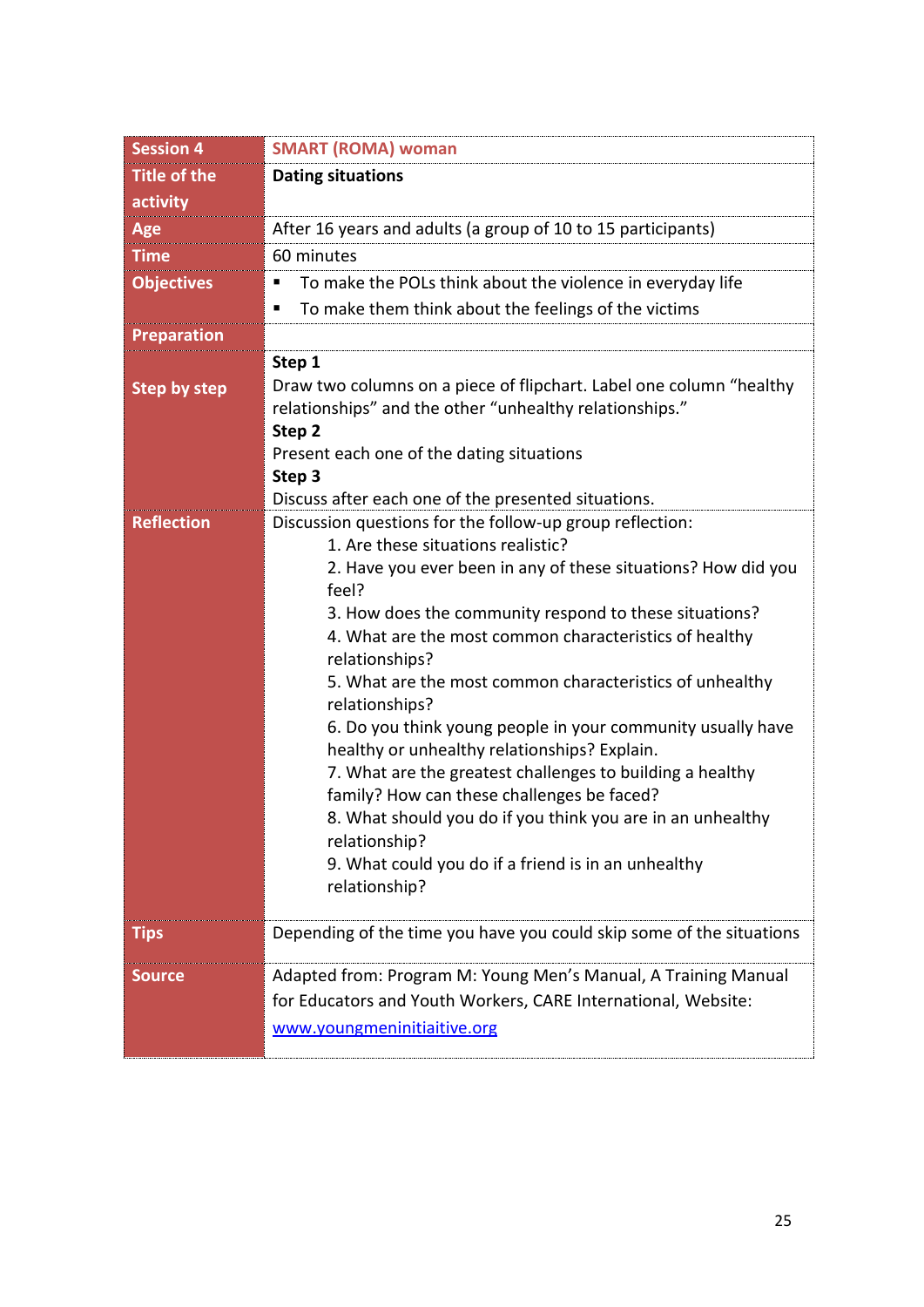| Session 4 | SMART (ROMA) woman |
|---|---|
| Title of the activity | **Dating situations** |
| Age | After 16 years and adults (a group of 10 to 15 participants) |
| Time | 60 minutes |
| Objectives | ▪ To make the POLs think about the violence in everyday life<br>▪ To make them think about the feelings of the victims |
| Preparation | |
| Step by step | **Step 1**<br>Draw two columns on a piece of flipchart. Label one column "healthy relationships" and the other "unhealthy relationships."<br>**Step 2**<br>Present each one of the dating situations<br>**Step 3**<br>Discuss after each one of the presented situations. |
| Reflection | Discussion questions for the follow-up group reflection:<br>1. Are these situations realistic?<br>2. Have you ever been in any of these situations? How did you feel?<br>3. How does the community respond to these situations?<br>4. What are the most common characteristics of healthy relationships?<br>5. What are the most common characteristics of unhealthy relationships?<br>6. Do you think young people in your community usually have healthy or unhealthy relationships? Explain.<br>7. What are the greatest challenges to building a healthy family? How can these challenges be faced?<br>8. What should you do if you think you are in an unhealthy relationship?<br>9. What could you do if a friend is in an unhealthy relationship? |
| Tips | Depending of the time you have you could skip some of the situations |
| Source | Adapted from: Program M: Young Men's Manual, A Training Manual for Educators and Youth Workers, CARE International, Website: www.youngmeninitiaitive.org |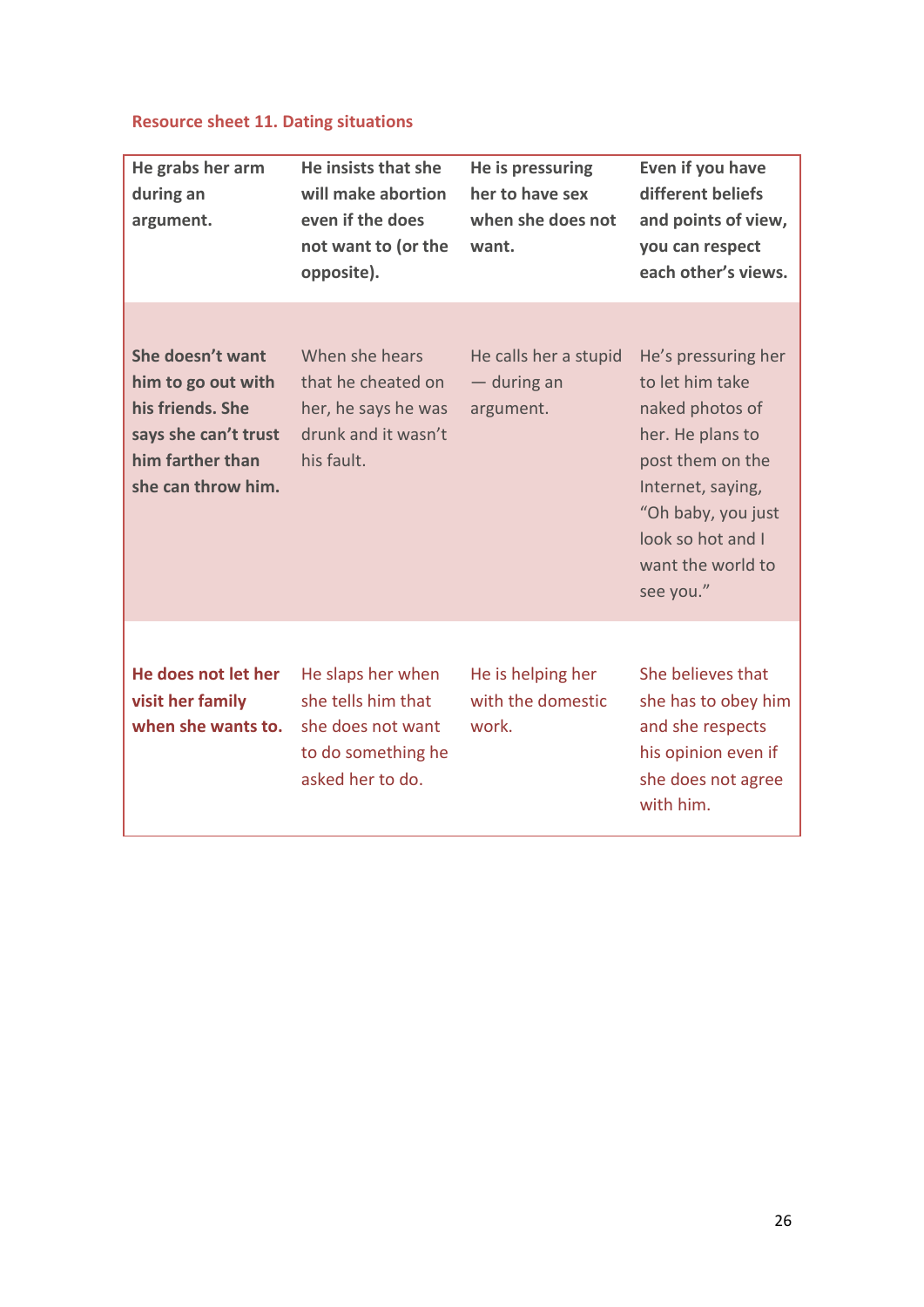**Resource sheet 11. Dating situations**

| | | | |
|---|---|---|---|
| **He grabs her arm during an argument.** | **He insists that she will make abortion even if the does not want to (or the opposite).** | **He is pressuring her to have sex when she does not want.** | **Even if you have different beliefs and points of view, you can respect each other's views.** |
| **She doesn't want him to go out with his friends. She says she can't trust him farther than she can throw him.** | When she hears that he cheated on her, he says he was drunk and it wasn't his fault. | He calls her a stupid — during an argument. | He's pressuring her to let him take naked photos of her. He plans to post them on the Internet, saying, "Oh baby, you just look so hot and I want the world to see you." |
| **He does not let her visit her family when she wants to.** | He slaps her when she tells him that she does not want to do something he asked her to do. | He is helping her with the domestic work. | She believes that she has to obey him and she respects his opinion even if she does not agree with him. |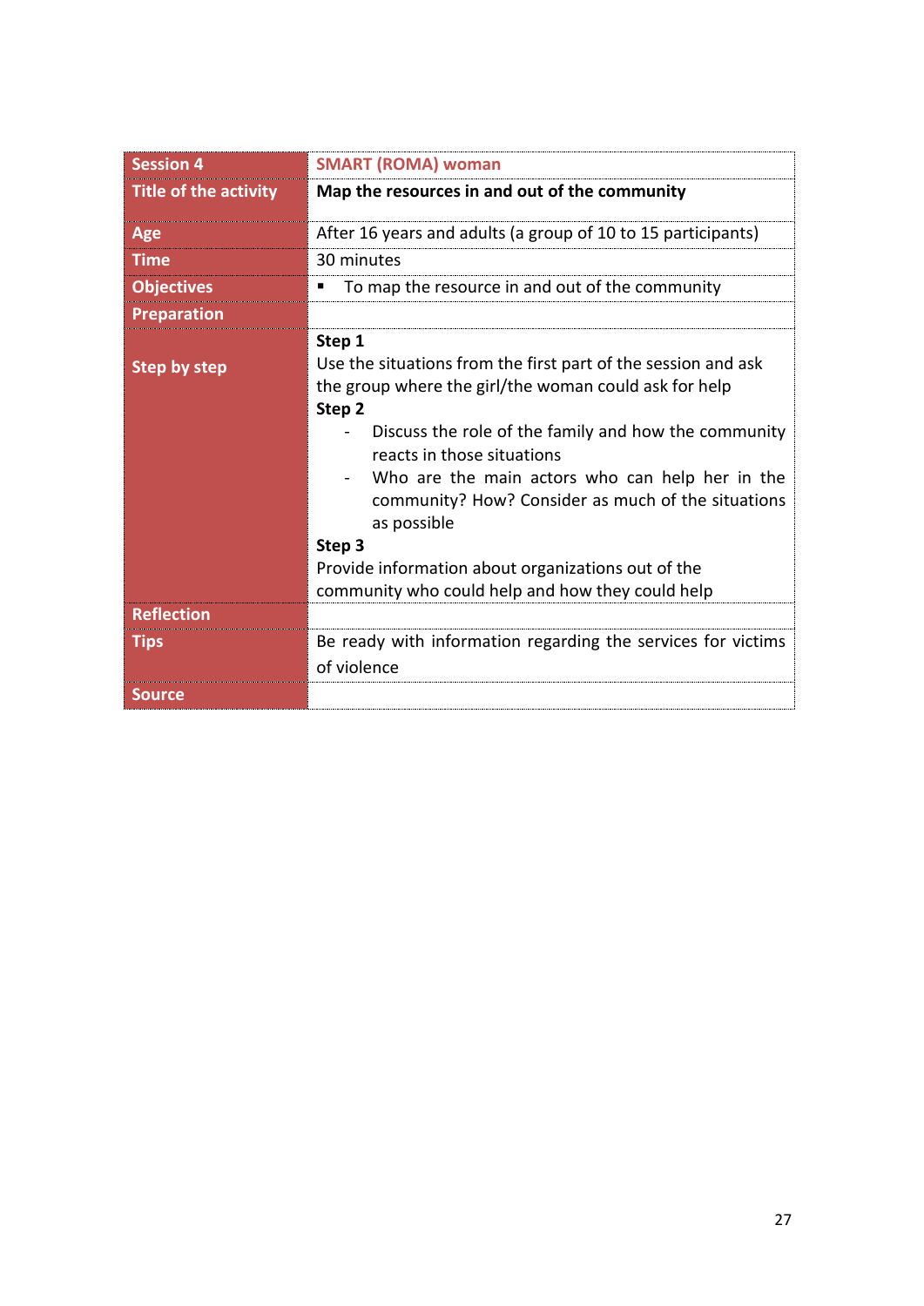| Session 4 | SMART (ROMA) woman |
|---|---|
| Title of the activity | **Map the resources in and out of the community** |
| Age | After 16 years and adults (a group of 10 to 15 participants) |
| Time | 30 minutes |
| Objectives | ▪ To map the resource in and out of the community |
| Preparation | |
| Step by step | **Step 1**<br>Use the situations from the first part of the session and ask the group where the girl/the woman could ask for help<br>**Step 2**<br>- Discuss the role of the family and how the community reacts in those situations<br>- Who are the main actors who can help her in the community? How? Consider as much of the situations as possible<br>**Step 3**<br>Provide information about organizations out of the community who could help and how they could help |
| Reflection | |
| Tips | Be ready with information regarding the services for victims of violence |
| Source | |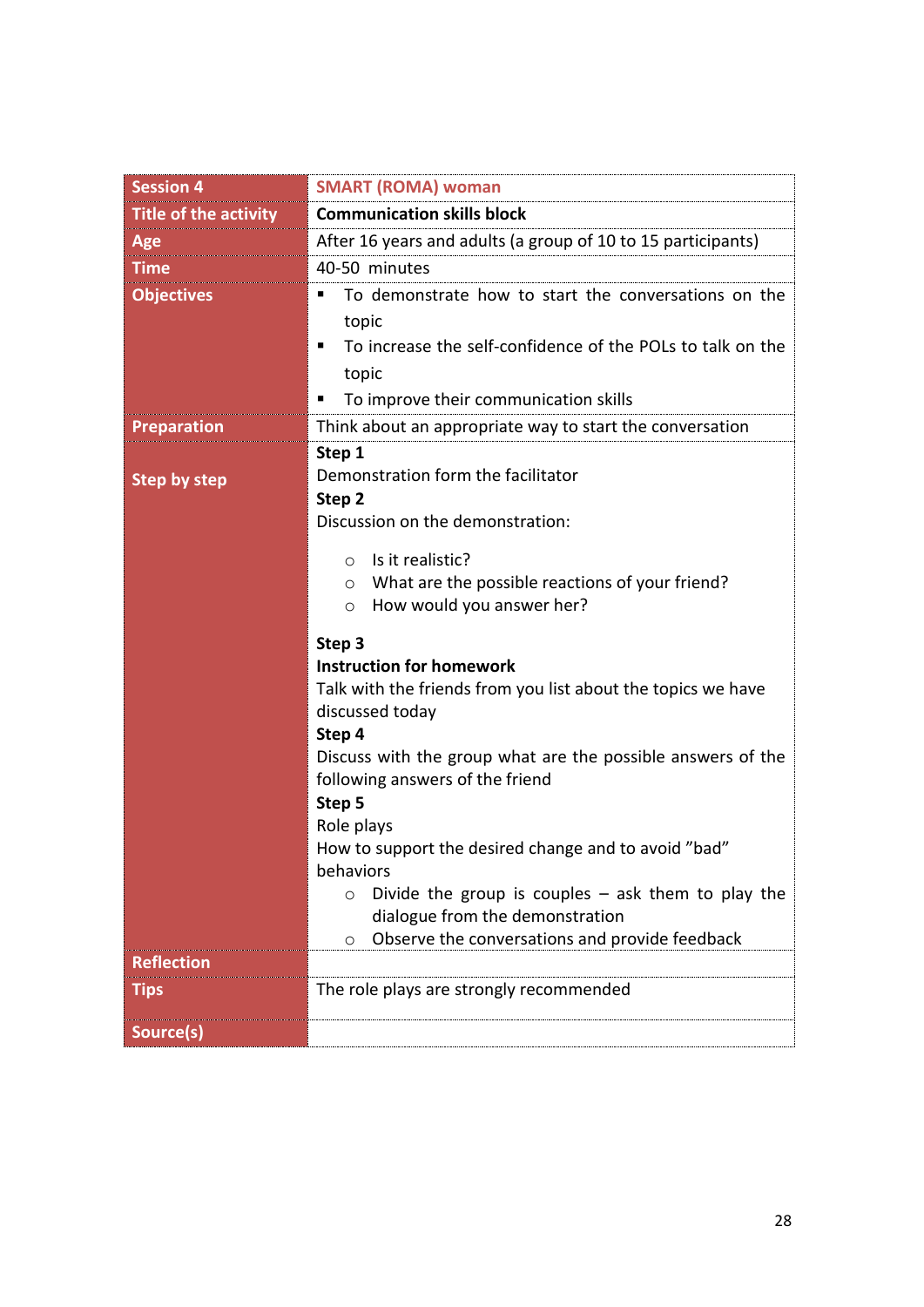| Session 4 | SMART (ROMA) woman |
| --- | --- |
| Title of the activity | **Communication skills block** |
| Age | After 16 years and adults (a group of 10 to 15 participants) |
| Time | 40-50 minutes |
| Objectives | ▪ To demonstrate how to start the conversations on the topic<br>▪ To increase the self-confidence of the POLs to talk on the topic<br>▪ To improve their communication skills |
| Preparation | Think about an appropriate way to start the conversation |
| Step by step | **Step 1**<br>Demonstration form the facilitator<br>**Step 2**<br>Discussion on the demonstration:<br>○ Is it realistic?<br>○ What are the possible reactions of your friend?<br>○ How would you answer her?<br>**Step 3**<br>**Instruction for homework**<br>Talk with the friends from you list about the topics we have discussed today<br>**Step 4**<br>Discuss with the group what are the possible answers of the following answers of the friend<br>**Step 5**<br>Role plays<br>How to support the desired change and to avoid "bad" behaviors<br>○ Divide the group is couples – ask them to play the dialogue from the demonstration<br>○ Observe the conversations and provide feedback |
| Reflection | |
| Tips | The role plays are strongly recommended |
| Source(s) | |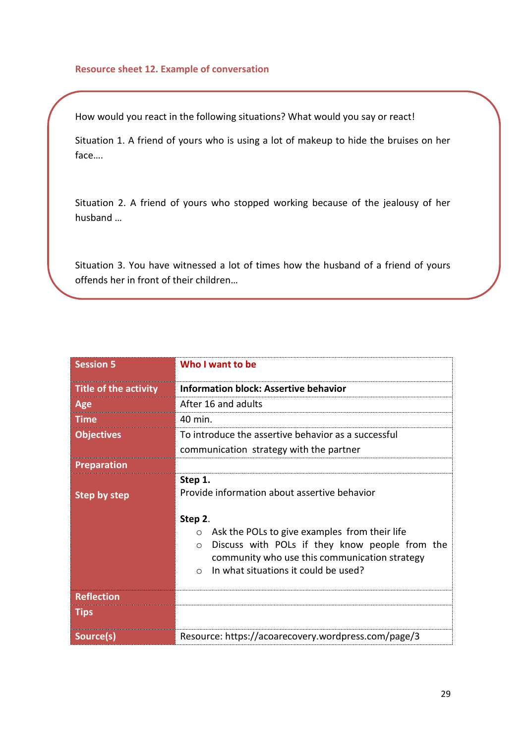### Resource sheet 12. Example of conversation

How would you react in the following situations? What would you say or react!

Situation 1. A friend of yours who is using a lot of makeup to hide the bruises on her face….

Situation 2. A friend of yours who stopped working because of the jealousy of her husband …

Situation 3. You have witnessed a lot of times how the husband of a friend of yours offends her in front of their children…

| Session 5 | Who I want to be |
|---|---|
| Title of the activity | **Information block: Assertive behavior** |
| Age | After 16 and adults |
| Time | 40 min. |
| Objectives | To introduce the assertive behavior as a successful communication strategy with the partner |
| Preparation | |
| Step by step | **Step 1.**<br>Provide information about assertive behavior<br><br>**Step 2.**<br>○ Ask the POLs to give examples from their life<br>○ Discuss with POLs if they know people from the community who use this communication strategy<br>○ In what situations it could be used? |
| Reflection | |
| Tips | |
| Source(s) | Resource: https://acoarecovery.wordpress.com/page/3 |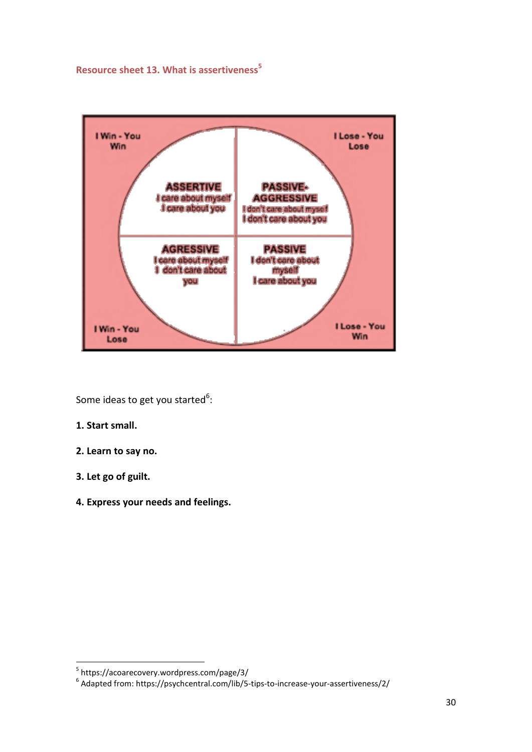## Resource sheet 13. What is assertiveness[5]

| I Win - You Win | | I Lose - You Lose |
|---|---|---|
| **ASSERTIVE** I care about myself I care about you | | **PASSIVE-AGGRESSIVE** I don't care about myself I don't care about you |
| **AGRESSIVE** I care about myself I don't care about you | | **PASSIVE** I don't care about myself I care about you |
| I Win - You Lose | | I Lose - You Win |

Some ideas to get you started[6]:

**1. Start small.**

**2. Learn to say no.**

**3. Let go of guilt.**

**4. Express your needs and feelings.**

---

[5] https://acoarecovery.wordpress.com/page/3/

[6] Adapted from: https://psychcentral.com/lib/5-tips-to-increase-your-assertiveness/2/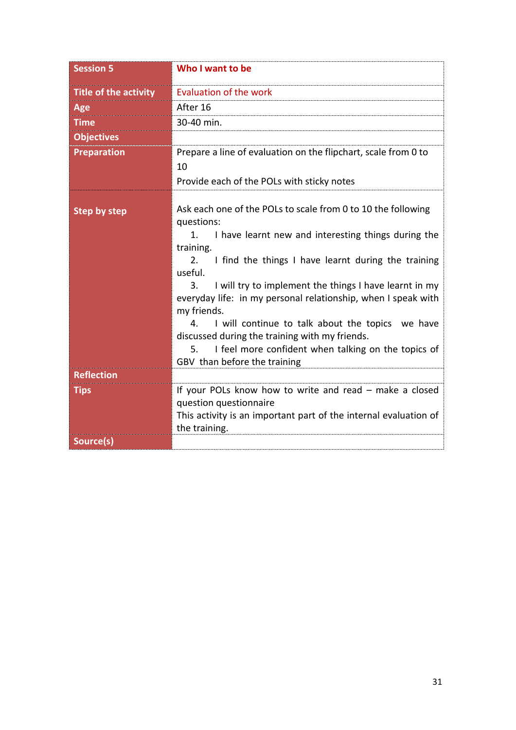| Session 5 | Who I want to be |
|---|---|
| Title of the activity | Evaluation of the work |
| Age | After 16 |
| Time | 30-40 min. |
| Objectives | |
| Preparation | Prepare a line of evaluation on the flipchart, scale from 0 to 10<br>Provide each of the POLs with sticky notes |
| Step by step | Ask each one of the POLs to scale from 0 to 10 the following questions:<br>1. I have learnt new and interesting things during the training.<br>2. I find the things I have learnt during the training useful.<br>3. I will try to implement the things I have learnt in my everyday life: in my personal relationship, when I speak with my friends.<br>4. I will continue to talk about the topics we have discussed during the training with my friends.<br>5. I feel more confident when talking on the topics of GBV than before the training |
| Reflection | |
| Tips | If your POLs know how to write and read – make a closed question questionnaire<br>This activity is an important part of the internal evaluation of the training. |
| Source(s) | |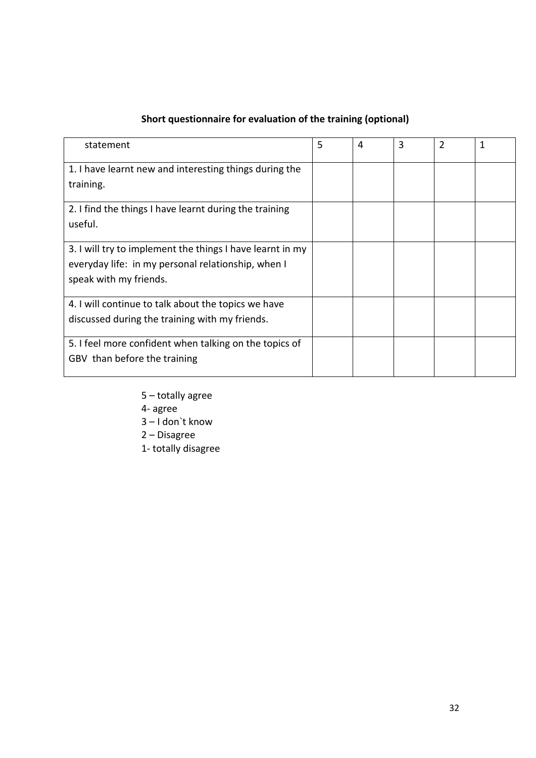**Short questionnaire for evaluation of the training (optional)**

| statement | 5 | 4 | 3 | 2 | 1 |
|---|---|---|---|---|---|
| 1. I have learnt new and interesting things during the training. | | | | | |
| 2. I find the things I have learnt during the training useful. | | | | | |
| 3. I will try to implement the things I have learnt in my everyday life: in my personal relationship, when I speak with my friends. | | | | | |
| 4. I will continue to talk about the topics we have discussed during the training with my friends. | | | | | |
| 5. I feel more confident when talking on the topics of GBV than before the training | | | | | |

5 – totally agree
4- agree
3 – I don`t know
2 – Disagree
1- totally disagree